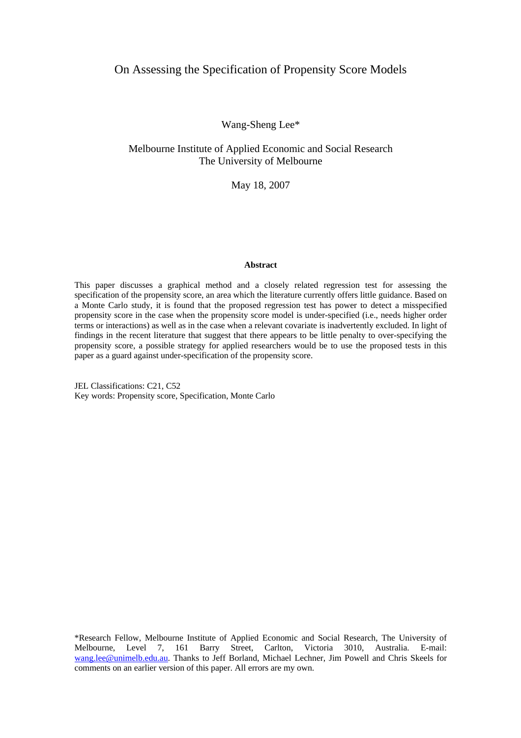# On Assessing the Specification of Propensity Score Models

Wang-Sheng Lee*

Melbourne Institute of Applied Economic and Social Research
The University of Melbourne

May 18, 2007

**Abstract**

This paper discusses a graphical method and a closely related regression test for assessing the specification of the propensity score, an area which the literature currently offers little guidance. Based on a Monte Carlo study, it is found that the proposed regression test has power to detect a misspecified propensity score in the case when the propensity score model is under-specified (i.e., needs higher order terms or interactions) as well as in the case when a relevant covariate is inadvertently excluded. In light of findings in the recent literature that suggest that there appears to be little penalty to over-specifying the propensity score, a possible strategy for applied researchers would be to use the proposed tests in this paper as a guard against under-specification of the propensity score.

JEL Classifications: C21, C52
Key words: Propensity score, Specification, Monte Carlo

*Research Fellow, Melbourne Institute of Applied Economic and Social Research, The University of Melbourne, Level 7, 161 Barry Street, Carlton, Victoria 3010, Australia. E-mail: wang.lee@unimelb.edu.au. Thanks to Jeff Borland, Michael Lechner, Jim Powell and Chris Skeels for comments on an earlier version of this paper. All errors are my own.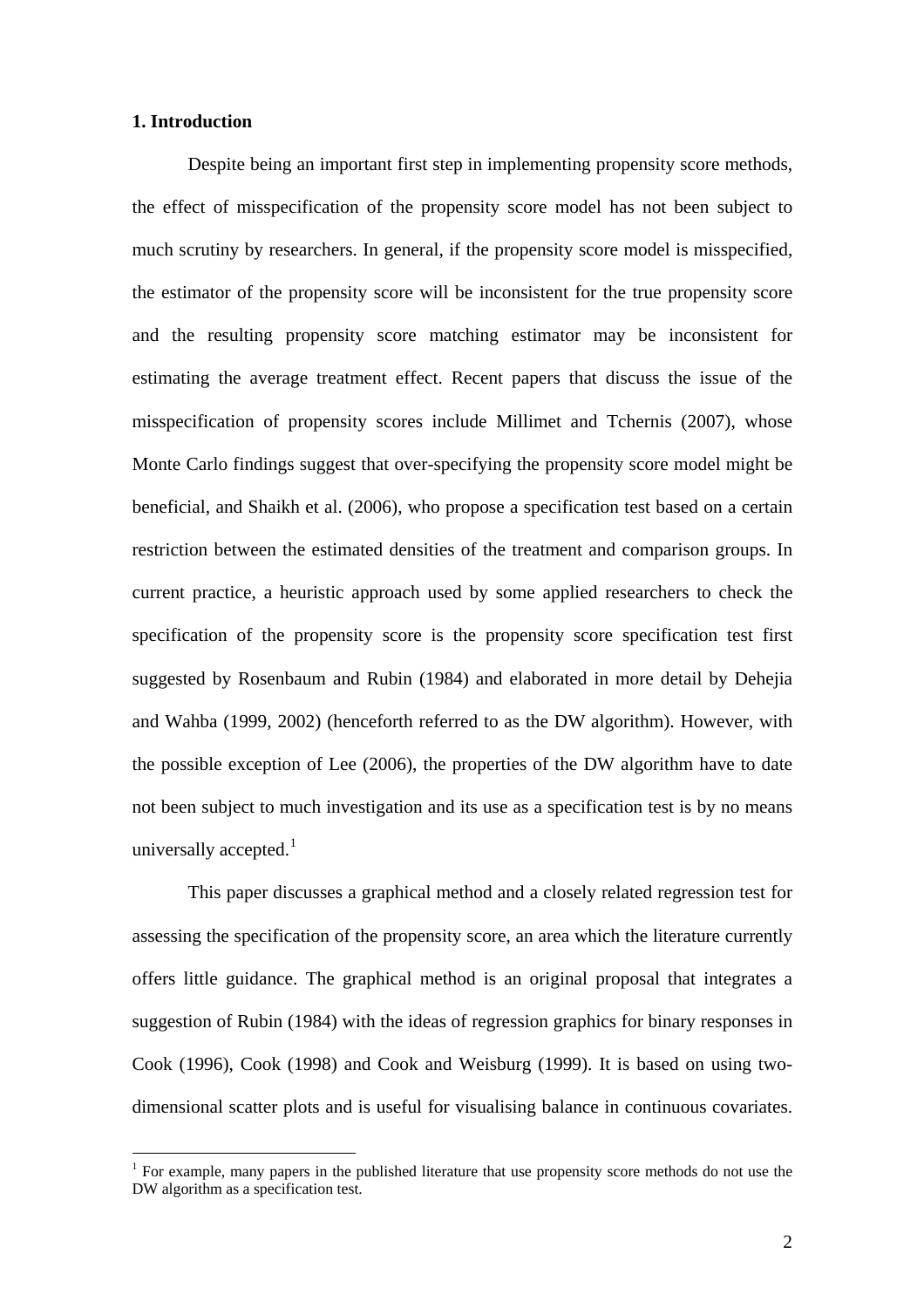## 1. Introduction

Despite being an important first step in implementing propensity score methods, the effect of misspecification of the propensity score model has not been subject to much scrutiny by researchers. In general, if the propensity score model is misspecified, the estimator of the propensity score will be inconsistent for the true propensity score and the resulting propensity score matching estimator may be inconsistent for estimating the average treatment effect. Recent papers that discuss the issue of the misspecification of propensity scores include Millimet and Tchernis (2007), whose Monte Carlo findings suggest that over-specifying the propensity score model might be beneficial, and Shaikh et al. (2006), who propose a specification test based on a certain restriction between the estimated densities of the treatment and comparison groups. In current practice, a heuristic approach used by some applied researchers to check the specification of the propensity score is the propensity score specification test first suggested by Rosenbaum and Rubin (1984) and elaborated in more detail by Dehejia and Wahba (1999, 2002) (henceforth referred to as the DW algorithm). However, with the possible exception of Lee (2006), the properties of the DW algorithm have to date not been subject to much investigation and its use as a specification test is by no means universally accepted.[1]

This paper discusses a graphical method and a closely related regression test for assessing the specification of the propensity score, an area which the literature currently offers little guidance. The graphical method is an original proposal that integrates a suggestion of Rubin (1984) with the ideas of regression graphics for binary responses in Cook (1996), Cook (1998) and Cook and Weisburg (1999). It is based on using two-dimensional scatter plots and is useful for visualising balance in continuous covariates.

[1] For example, many papers in the published literature that use propensity score methods do not use the DW algorithm as a specification test.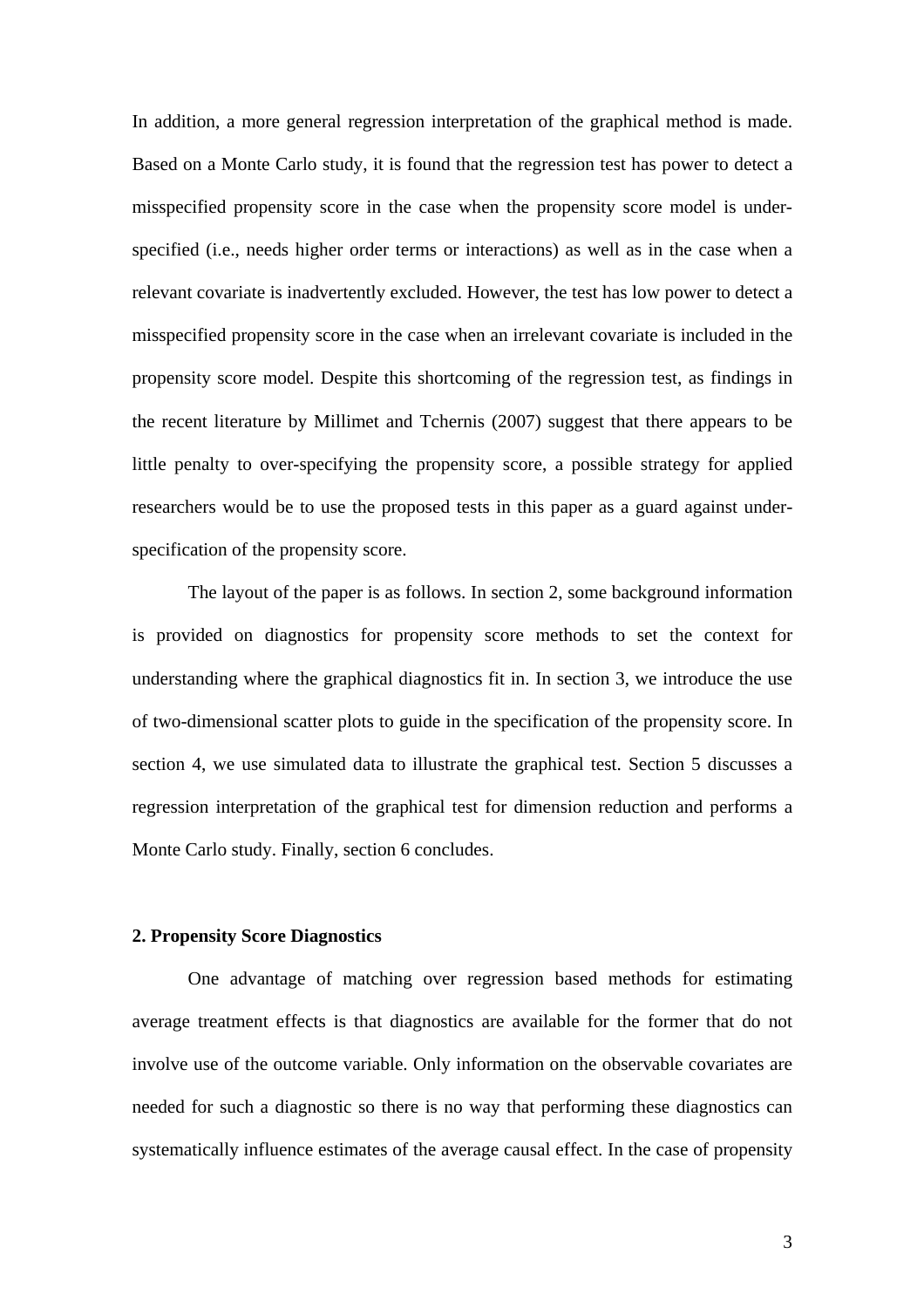In addition, a more general regression interpretation of the graphical method is made. Based on a Monte Carlo study, it is found that the regression test has power to detect a misspecified propensity score in the case when the propensity score model is under-specified (i.e., needs higher order terms or interactions) as well as in the case when a relevant covariate is inadvertently excluded. However, the test has low power to detect a misspecified propensity score in the case when an irrelevant covariate is included in the propensity score model. Despite this shortcoming of the regression test, as findings in the recent literature by Millimet and Tchernis (2007) suggest that there appears to be little penalty to over-specifying the propensity score, a possible strategy for applied researchers would be to use the proposed tests in this paper as a guard against under-specification of the propensity score.

The layout of the paper is as follows. In section 2, some background information is provided on diagnostics for propensity score methods to set the context for understanding where the graphical diagnostics fit in. In section 3, we introduce the use of two-dimensional scatter plots to guide in the specification of the propensity score. In section 4, we use simulated data to illustrate the graphical test. Section 5 discusses a regression interpretation of the graphical test for dimension reduction and performs a Monte Carlo study. Finally, section 6 concludes.

## 2. Propensity Score Diagnostics

One advantage of matching over regression based methods for estimating average treatment effects is that diagnostics are available for the former that do not involve use of the outcome variable. Only information on the observable covariates are needed for such a diagnostic so there is no way that performing these diagnostics can systematically influence estimates of the average causal effect. In the case of propensity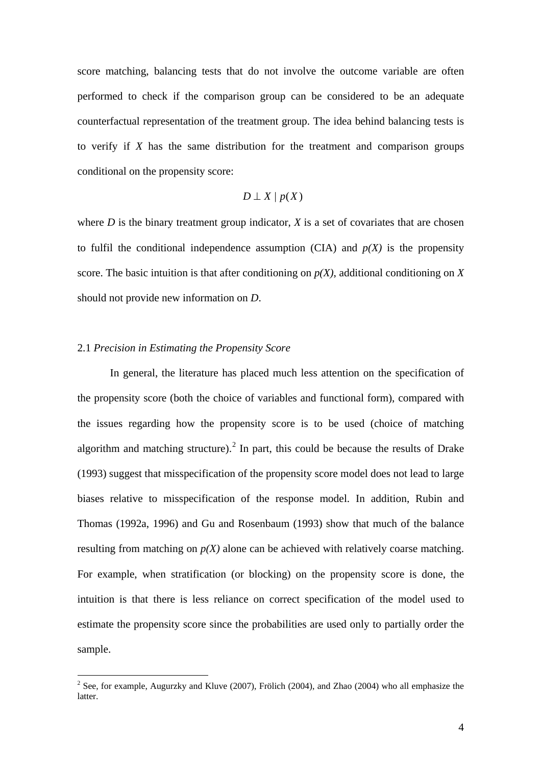score matching, balancing tests that do not involve the outcome variable are often performed to check if the comparison group can be considered to be an adequate counterfactual representation of the treatment group. The idea behind balancing tests is to verify if $X$ has the same distribution for the treatment and comparison groups conditional on the propensity score:

$$D \perp X \mid p(X)$$

where $D$ is the binary treatment group indicator, $X$ is a set of covariates that are chosen to fulfil the conditional independence assumption (CIA) and $p(X)$ is the propensity score. The basic intuition is that after conditioning on $p(X)$, additional conditioning on $X$ should not provide new information on $D$.

### 2.1 *Precision in Estimating the Propensity Score*

In general, the literature has placed much less attention on the specification of the propensity score (both the choice of variables and functional form), compared with the issues regarding how the propensity score is to be used (choice of matching algorithm and matching structure).[2] In part, this could be because the results of Drake (1993) suggest that misspecification of the propensity score model does not lead to large biases relative to misspecification of the response model. In addition, Rubin and Thomas (1992a, 1996) and Gu and Rosenbaum (1993) show that much of the balance resulting from matching on $p(X)$ alone can be achieved with relatively coarse matching. For example, when stratification (or blocking) on the propensity score is done, the intuition is that there is less reliance on correct specification of the model used to estimate the propensity score since the probabilities are used only to partially order the sample.

---

[2] See, for example, Augurzky and Kluve (2007), Frölich (2004), and Zhao (2004) who all emphasize the latter.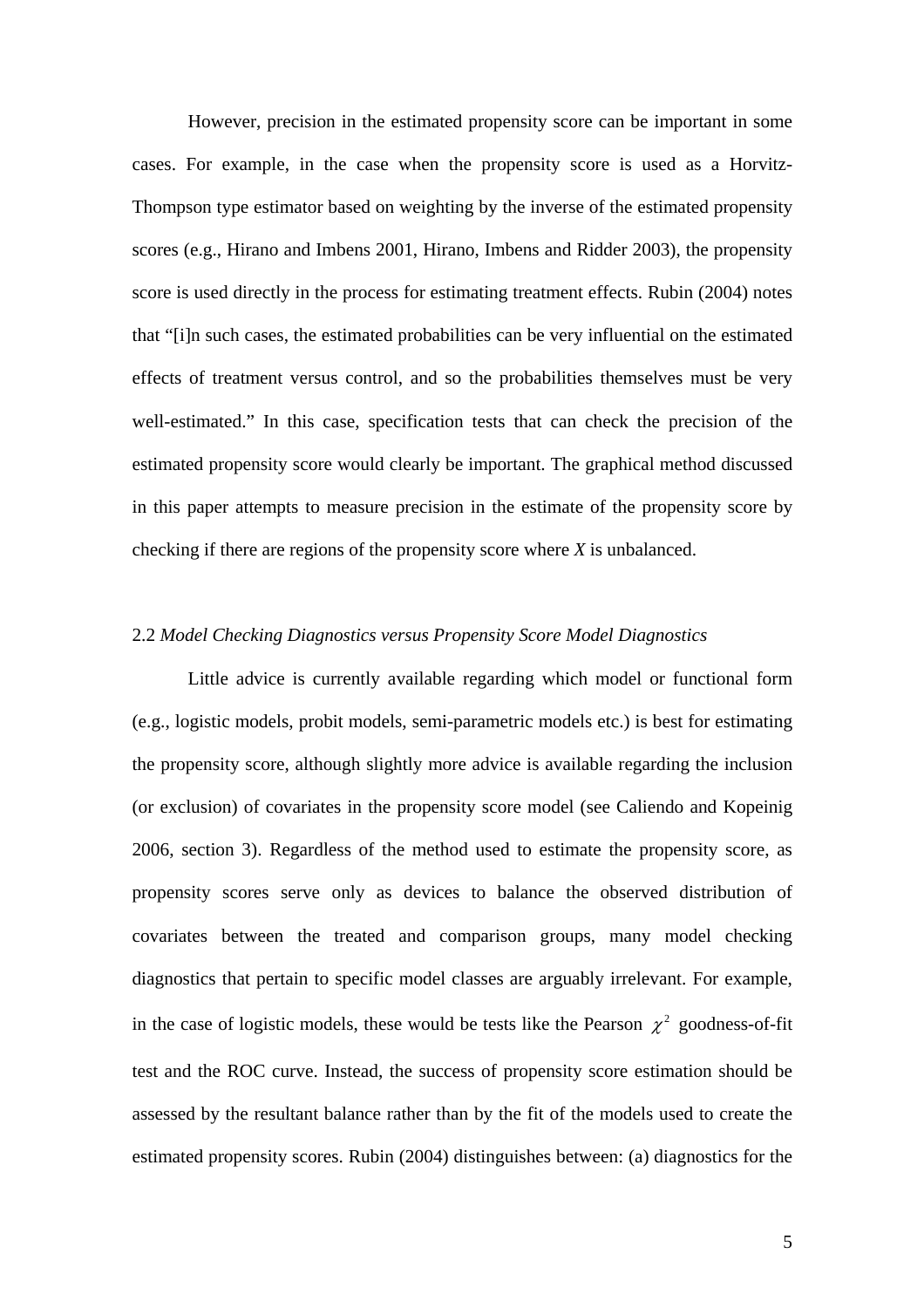However, precision in the estimated propensity score can be important in some cases. For example, in the case when the propensity score is used as a Horvitz-Thompson type estimator based on weighting by the inverse of the estimated propensity scores (e.g., Hirano and Imbens 2001, Hirano, Imbens and Ridder 2003), the propensity score is used directly in the process for estimating treatment effects. Rubin (2004) notes that "[i]n such cases, the estimated probabilities can be very influential on the estimated effects of treatment versus control, and so the probabilities themselves must be very well-estimated." In this case, specification tests that can check the precision of the estimated propensity score would clearly be important. The graphical method discussed in this paper attempts to measure precision in the estimate of the propensity score by checking if there are regions of the propensity score where *X* is unbalanced.

### 2.2 *Model Checking Diagnostics versus Propensity Score Model Diagnostics*

Little advice is currently available regarding which model or functional form (e.g., logistic models, probit models, semi-parametric models etc.) is best for estimating the propensity score, although slightly more advice is available regarding the inclusion (or exclusion) of covariates in the propensity score model (see Caliendo and Kopeinig 2006, section 3). Regardless of the method used to estimate the propensity score, as propensity scores serve only as devices to balance the observed distribution of covariates between the treated and comparison groups, many model checking diagnostics that pertain to specific model classes are arguably irrelevant. For example, in the case of logistic models, these would be tests like the Pearson $\chi^2$ goodness-of-fit test and the ROC curve. Instead, the success of propensity score estimation should be assessed by the resultant balance rather than by the fit of the models used to create the estimated propensity scores. Rubin (2004) distinguishes between: (a) diagnostics for the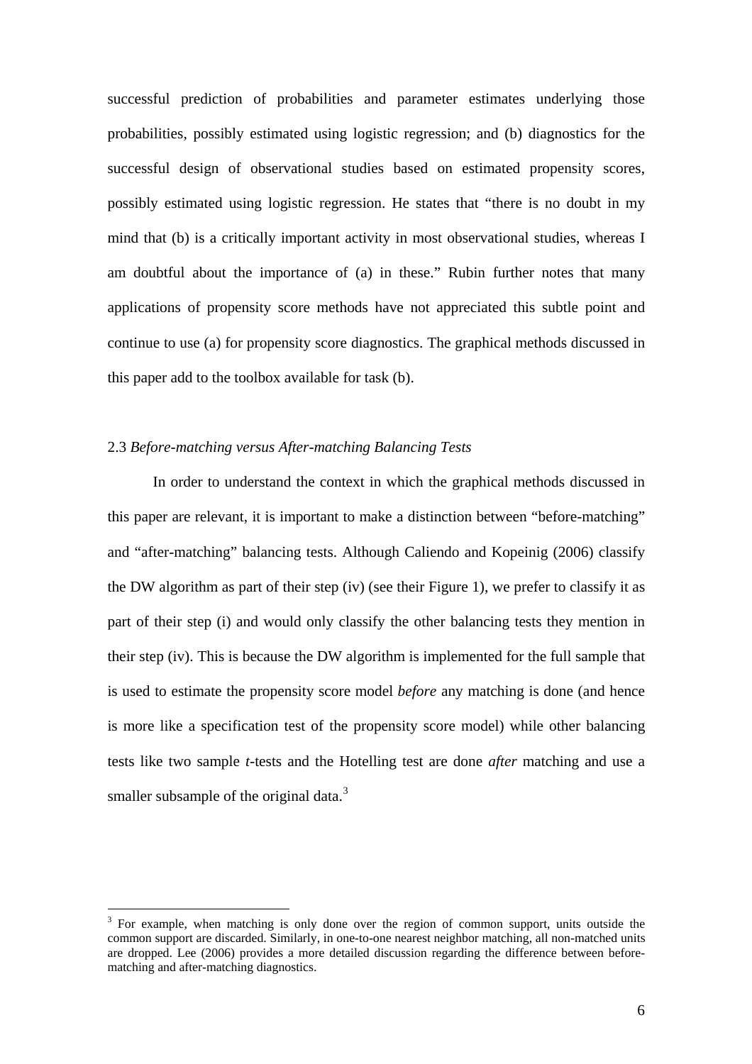successful prediction of probabilities and parameter estimates underlying those probabilities, possibly estimated using logistic regression; and (b) diagnostics for the successful design of observational studies based on estimated propensity scores, possibly estimated using logistic regression. He states that "there is no doubt in my mind that (b) is a critically important activity in most observational studies, whereas I am doubtful about the importance of (a) in these." Rubin further notes that many applications of propensity score methods have not appreciated this subtle point and continue to use (a) for propensity score diagnostics. The graphical methods discussed in this paper add to the toolbox available for task (b).

### 2.3 *Before-matching versus After-matching Balancing Tests*

In order to understand the context in which the graphical methods discussed in this paper are relevant, it is important to make a distinction between "before-matching" and "after-matching" balancing tests. Although Caliendo and Kopeinig (2006) classify the DW algorithm as part of their step (iv) (see their Figure 1), we prefer to classify it as part of their step (i) and would only classify the other balancing tests they mention in their step (iv). This is because the DW algorithm is implemented for the full sample that is used to estimate the propensity score model *before* any matching is done (and hence is more like a specification test of the propensity score model) while other balancing tests like two sample *t*-tests and the Hotelling test are done *after* matching and use a smaller subsample of the original data.[3]

---

[3] For example, when matching is only done over the region of common support, units outside the common support are discarded. Similarly, in one-to-one nearest neighbor matching, all non-matched units are dropped. Lee (2006) provides a more detailed discussion regarding the difference between before-matching and after-matching diagnostics.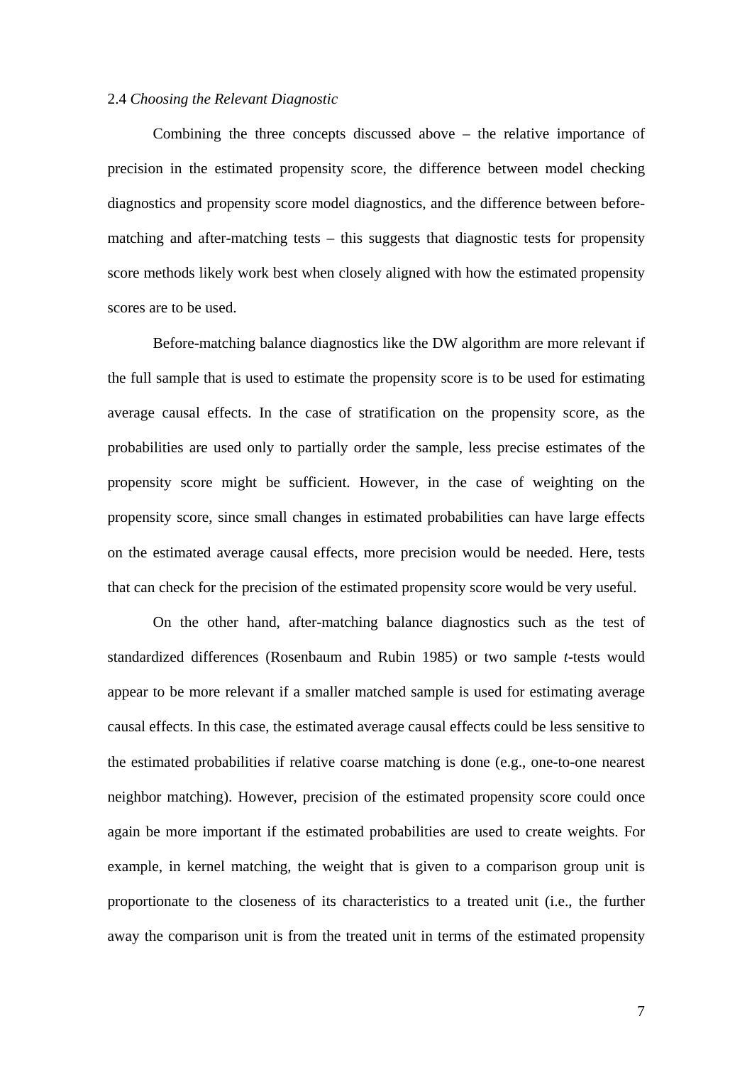### 2.4 *Choosing the Relevant Diagnostic*

Combining the three concepts discussed above – the relative importance of precision in the estimated propensity score, the difference between model checking diagnostics and propensity score model diagnostics, and the difference between before-matching and after-matching tests – this suggests that diagnostic tests for propensity score methods likely work best when closely aligned with how the estimated propensity scores are to be used.

Before-matching balance diagnostics like the DW algorithm are more relevant if the full sample that is used to estimate the propensity score is to be used for estimating average causal effects. In the case of stratification on the propensity score, as the probabilities are used only to partially order the sample, less precise estimates of the propensity score might be sufficient. However, in the case of weighting on the propensity score, since small changes in estimated probabilities can have large effects on the estimated average causal effects, more precision would be needed. Here, tests that can check for the precision of the estimated propensity score would be very useful.

On the other hand, after-matching balance diagnostics such as the test of standardized differences (Rosenbaum and Rubin 1985) or two sample *t*-tests would appear to be more relevant if a smaller matched sample is used for estimating average causal effects. In this case, the estimated average causal effects could be less sensitive to the estimated probabilities if relative coarse matching is done (e.g., one-to-one nearest neighbor matching). However, precision of the estimated propensity score could once again be more important if the estimated probabilities are used to create weights. For example, in kernel matching, the weight that is given to a comparison group unit is proportionate to the closeness of its characteristics to a treated unit (i.e., the further away the comparison unit is from the treated unit in terms of the estimated propensity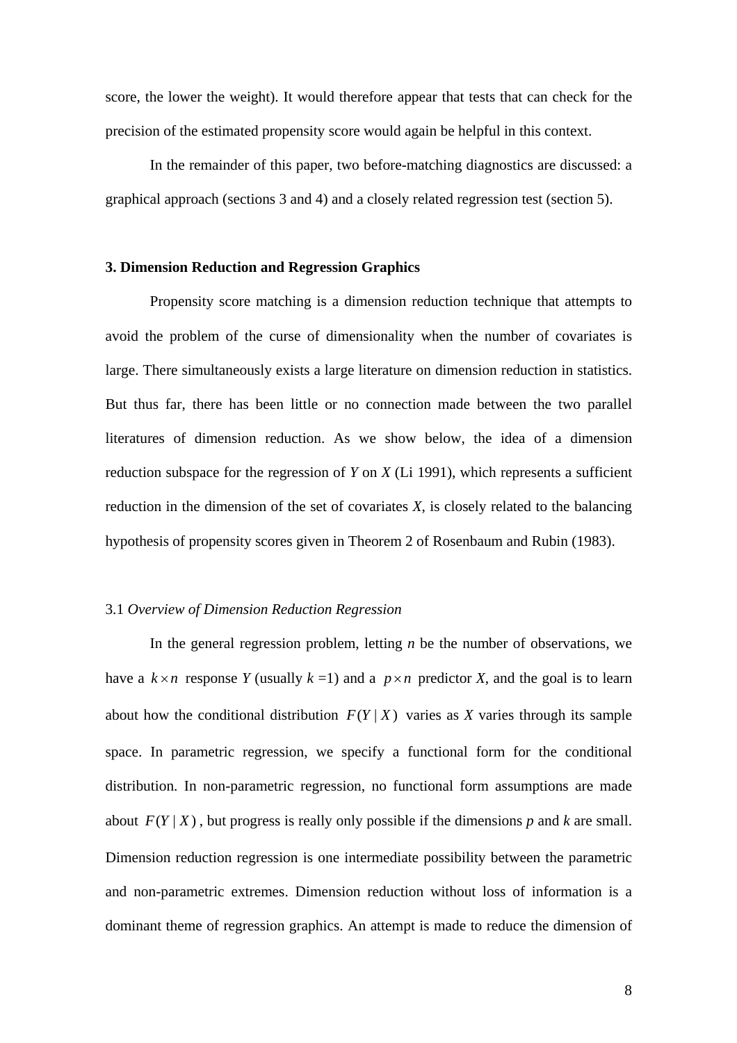score, the lower the weight). It would therefore appear that tests that can check for the precision of the estimated propensity score would again be helpful in this context.

In the remainder of this paper, two before-matching diagnostics are discussed: a graphical approach (sections 3 and 4) and a closely related regression test (section 5).

## 3. Dimension Reduction and Regression Graphics

Propensity score matching is a dimension reduction technique that attempts to avoid the problem of the curse of dimensionality when the number of covariates is large. There simultaneously exists a large literature on dimension reduction in statistics. But thus far, there has been little or no connection made between the two parallel literatures of dimension reduction. As we show below, the idea of a dimension reduction subspace for the regression of *Y* on *X* (Li 1991), which represents a sufficient reduction in the dimension of the set of covariates *X*, is closely related to the balancing hypothesis of propensity scores given in Theorem 2 of Rosenbaum and Rubin (1983).

### 3.1 *Overview of Dimension Reduction Regression*

In the general regression problem, letting $n$ be the number of observations, we have a $k \times n$ response $Y$ (usually $k = 1$) and a $p \times n$ predictor $X$, and the goal is to learn about how the conditional distribution $F(Y \mid X)$ varies as $X$ varies through its sample space. In parametric regression, we specify a functional form for the conditional distribution. In non-parametric regression, no functional form assumptions are made about $F(Y \mid X)$, but progress is really only possible if the dimensions $p$ and $k$ are small. Dimension reduction regression is one intermediate possibility between the parametric and non-parametric extremes. Dimension reduction without loss of information is a dominant theme of regression graphics. An attempt is made to reduce the dimension of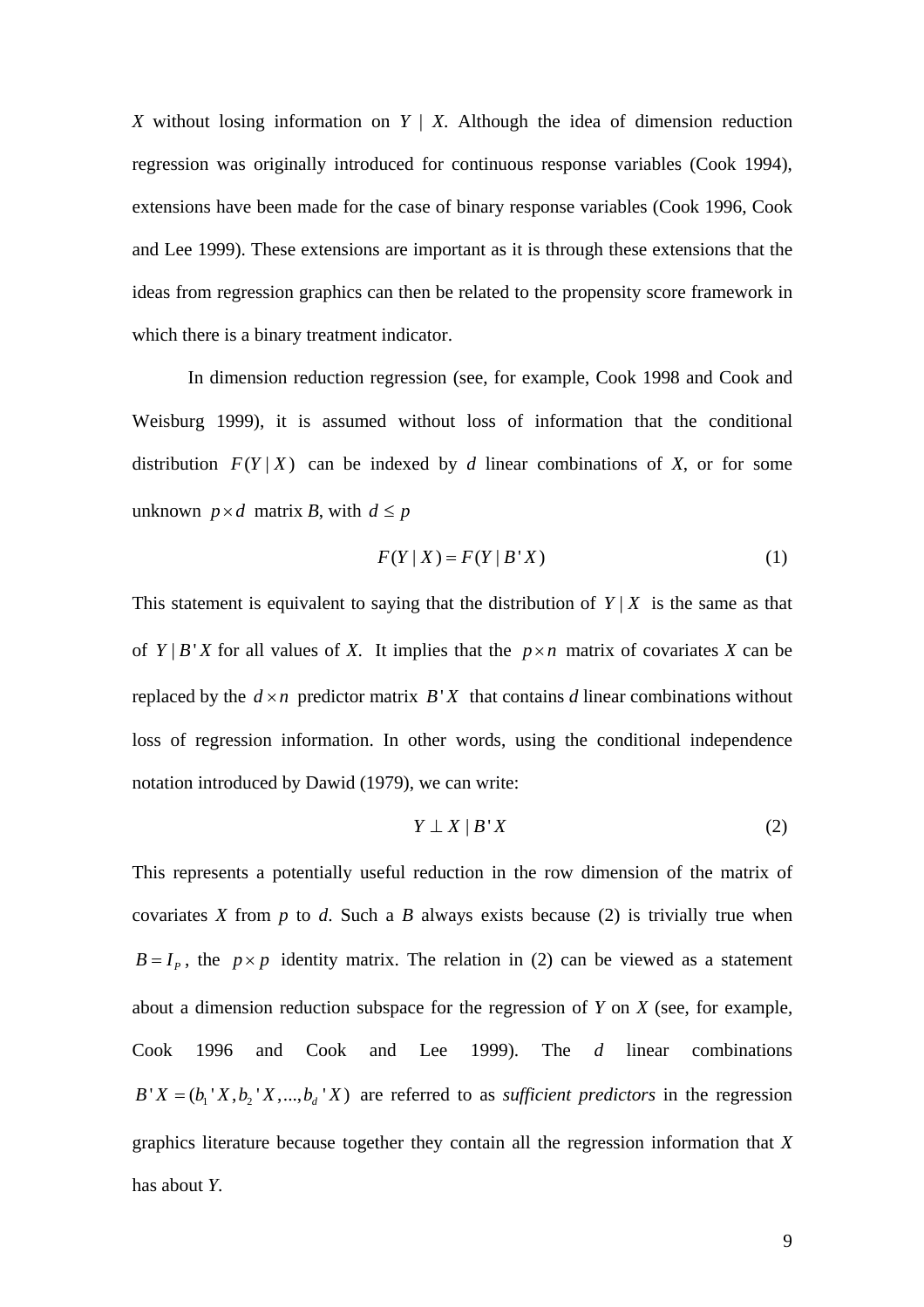$X$ without losing information on $Y \mid X$. Although the idea of dimension reduction regression was originally introduced for continuous response variables (Cook 1994), extensions have been made for the case of binary response variables (Cook 1996, Cook and Lee 1999). These extensions are important as it is through these extensions that the ideas from regression graphics can then be related to the propensity score framework in which there is a binary treatment indicator.

In dimension reduction regression (see, for example, Cook 1998 and Cook and Weisburg 1999), it is assumed without loss of information that the conditional distribution $F(Y \mid X)$ can be indexed by $d$ linear combinations of $X$, or for some unknown $p \times d$ matrix $B$, with $d \leq p$

$$F(Y \mid X) = F(Y \mid B'X) \tag{1}$$

This statement is equivalent to saying that the distribution of $Y \mid X$ is the same as that of $Y \mid B'X$ for all values of $X$. It implies that the $p \times n$ matrix of covariates $X$ can be replaced by the $d \times n$ predictor matrix $B'X$ that contains $d$ linear combinations without loss of regression information. In other words, using the conditional independence notation introduced by Dawid (1979), we can write:

$$Y \perp X \mid B'X \tag{2}$$

This represents a potentially useful reduction in the row dimension of the matrix of covariates $X$ from $p$ to $d$. Such a $B$ always exists because (2) is trivially true when $B = I_P$, the $p \times p$ identity matrix. The relation in (2) can be viewed as a statement about a dimension reduction subspace for the regression of $Y$ on $X$ (see, for example, Cook 1996 and Cook and Lee 1999). The $d$ linear combinations $B'X = (b_1'X, b_2'X, ..., b_d'X)$ are referred to as *sufficient predictors* in the regression graphics literature because together they contain all the regression information that $X$ has about $Y$.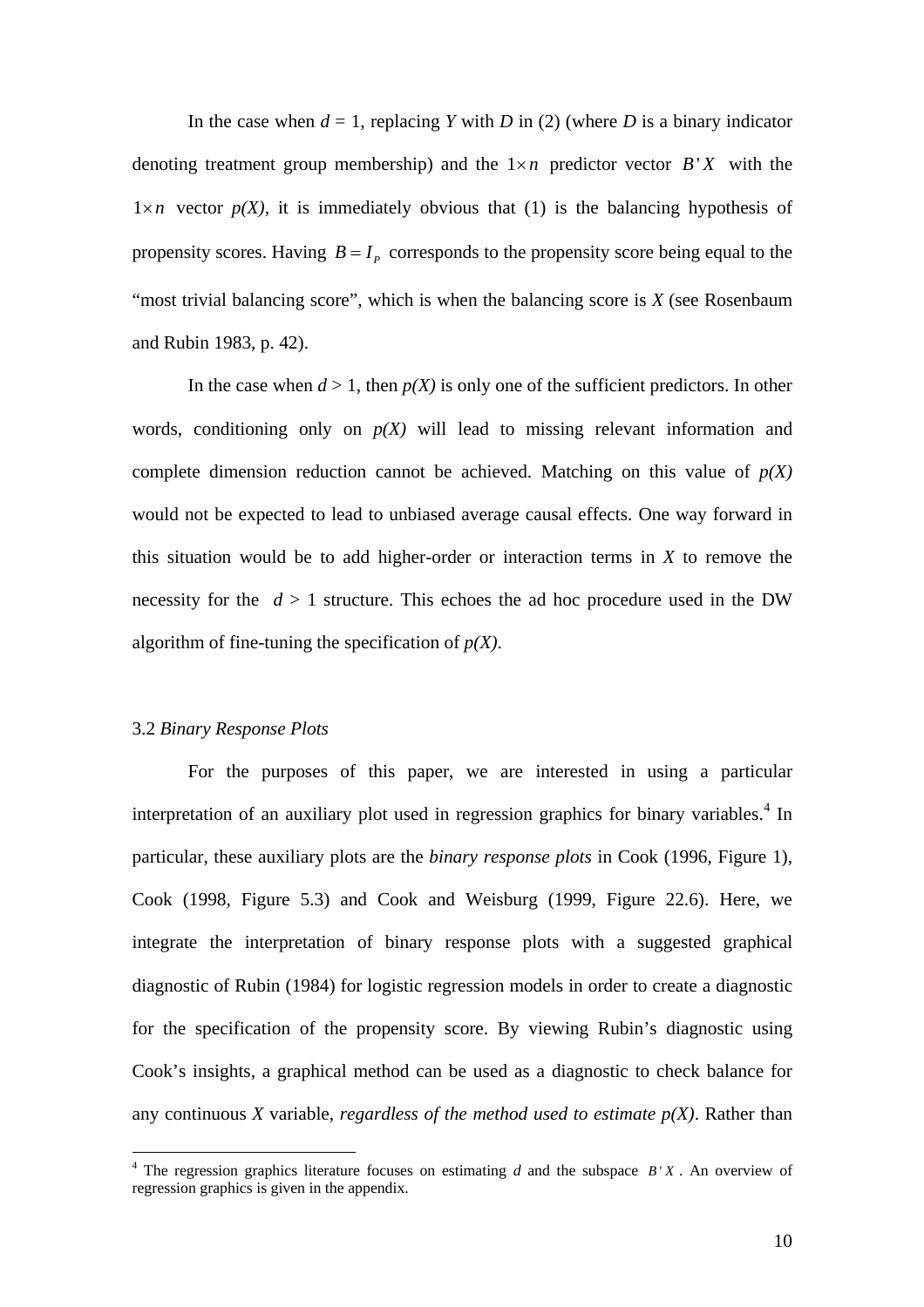In the case when $d = 1$, replacing $Y$ with $D$ in (2) (where $D$ is a binary indicator denoting treatment group membership) and the $1 \times n$ predictor vector $B'X$ with the $1 \times n$ vector $p(X)$, it is immediately obvious that (1) is the balancing hypothesis of propensity scores. Having $B = I_P$ corresponds to the propensity score being equal to the "most trivial balancing score", which is when the balancing score is $X$ (see Rosenbaum and Rubin 1983, p. 42).

In the case when $d > 1$, then $p(X)$ is only one of the sufficient predictors. In other words, conditioning only on $p(X)$ will lead to missing relevant information and complete dimension reduction cannot be achieved. Matching on this value of $p(X)$ would not be expected to lead to unbiased average causal effects. One way forward in this situation would be to add higher-order or interaction terms in $X$ to remove the necessity for the $d > 1$ structure. This echoes the ad hoc procedure used in the DW algorithm of fine-tuning the specification of $p(X)$.

3.2 *Binary Response Plots*

For the purposes of this paper, we are interested in using a particular interpretation of an auxiliary plot used in regression graphics for binary variables.[4] In particular, these auxiliary plots are the *binary response plots* in Cook (1996, Figure 1), Cook (1998, Figure 5.3) and Cook and Weisburg (1999, Figure 22.6). Here, we integrate the interpretation of binary response plots with a suggested graphical diagnostic of Rubin (1984) for logistic regression models in order to create a diagnostic for the specification of the propensity score. By viewing Rubin's diagnostic using Cook's insights, a graphical method can be used as a diagnostic to check balance for any continuous $X$ variable, *regardless of the method used to estimate $p(X)$*. Rather than

[4] The regression graphics literature focuses on estimating $d$ and the subspace $B'X$. An overview of regression graphics is given in the appendix.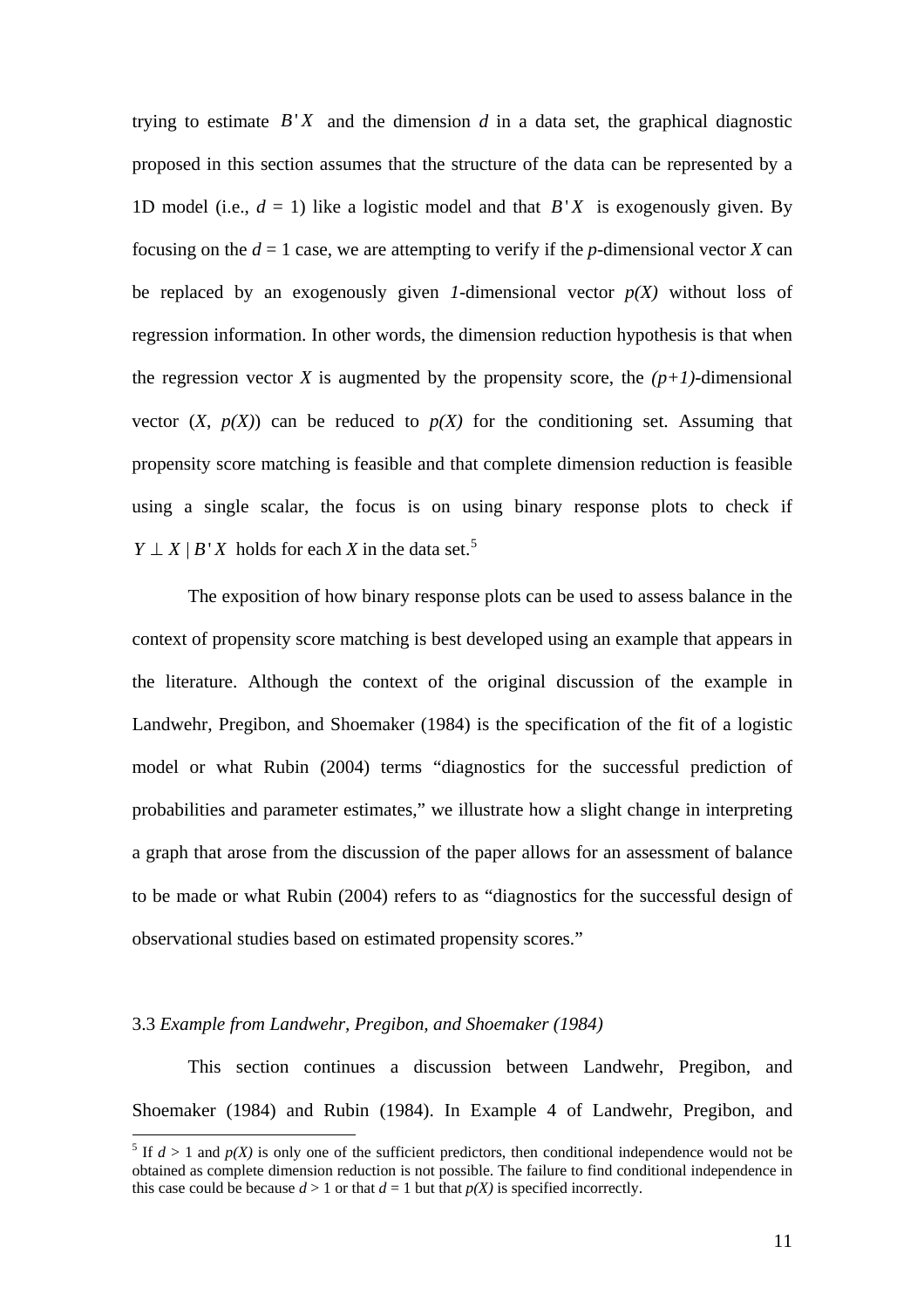trying to estimate $B'X$ and the dimension $d$ in a data set, the graphical diagnostic proposed in this section assumes that the structure of the data can be represented by a 1D model (i.e., $d = 1$) like a logistic model and that $B'X$ is exogenously given. By focusing on the $d = 1$ case, we are attempting to verify if the $p$-dimensional vector $X$ can be replaced by an exogenously given *1*-dimensional vector $p(X)$ without loss of regression information. In other words, the dimension reduction hypothesis is that when the regression vector $X$ is augmented by the propensity score, the $(p+1)$-dimensional vector $(X, p(X))$ can be reduced to $p(X)$ for the conditioning set. Assuming that propensity score matching is feasible and that complete dimension reduction is feasible using a single scalar, the focus is on using binary response plots to check if $Y \perp X \mid B'X$ holds for each $X$ in the data set.[5]

The exposition of how binary response plots can be used to assess balance in the context of propensity score matching is best developed using an example that appears in the literature. Although the context of the original discussion of the example in Landwehr, Pregibon, and Shoemaker (1984) is the specification of the fit of a logistic model or what Rubin (2004) terms "diagnostics for the successful prediction of probabilities and parameter estimates," we illustrate how a slight change in interpreting a graph that arose from the discussion of the paper allows for an assessment of balance to be made or what Rubin (2004) refers to as "diagnostics for the successful design of observational studies based on estimated propensity scores."

### 3.3 *Example from Landwehr, Pregibon, and Shoemaker (1984)*

This section continues a discussion between Landwehr, Pregibon, and Shoemaker (1984) and Rubin (1984). In Example 4 of Landwehr, Pregibon, and

[5] If $d > 1$ and $p(X)$ is only one of the sufficient predictors, then conditional independence would not be obtained as complete dimension reduction is not possible. The failure to find conditional independence in this case could be because $d > 1$ or that $d = 1$ but that $p(X)$ is specified incorrectly.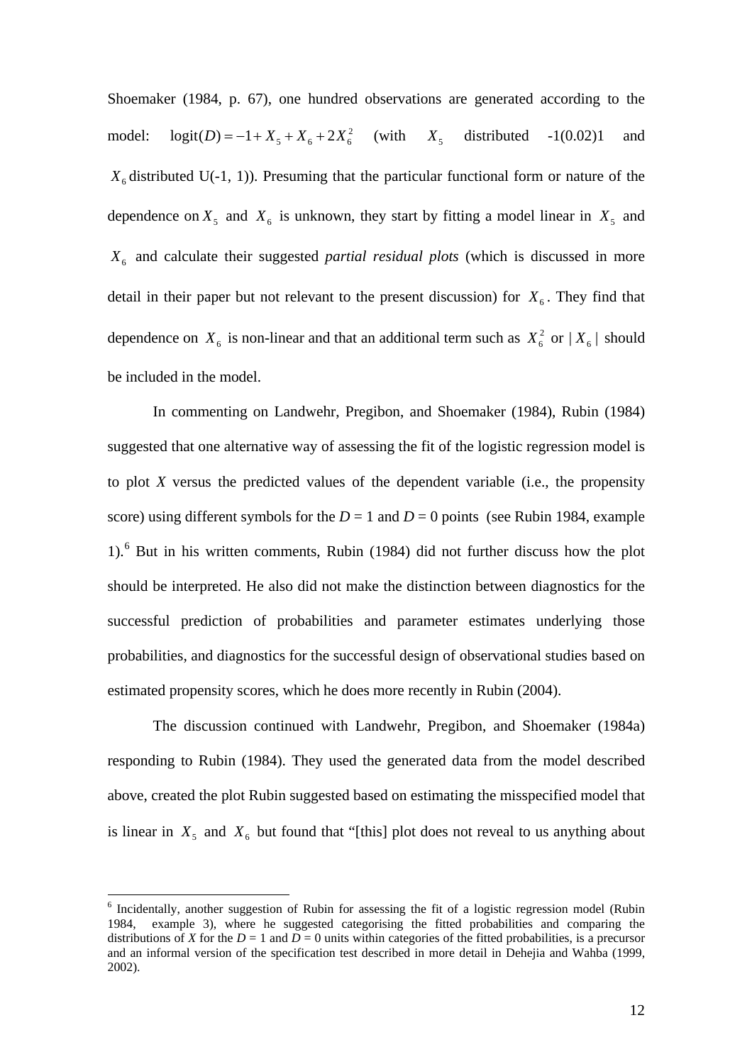Shoemaker (1984, p. 67), one hundred observations are generated according to the model: $\text{logit}(D) = -1 + X_5 + X_6 + 2X_6^2$ (with $X_5$ distributed -1(0.02)1 and $X_6$ distributed U(-1, 1)). Presuming that the particular functional form or nature of the dependence on $X_5$ and $X_6$ is unknown, they start by fitting a model linear in $X_5$ and $X_6$ and calculate their suggested *partial residual plots* (which is discussed in more detail in their paper but not relevant to the present discussion) for $X_6$. They find that dependence on $X_6$ is non-linear and that an additional term such as $X_6^2$ or $|X_6|$ should be included in the model.

In commenting on Landwehr, Pregibon, and Shoemaker (1984), Rubin (1984) suggested that one alternative way of assessing the fit of the logistic regression model is to plot *X* versus the predicted values of the dependent variable (i.e., the propensity score) using different symbols for the *D* = 1 and *D* = 0 points (see Rubin 1984, example 1).[6] But in his written comments, Rubin (1984) did not further discuss how the plot should be interpreted. He also did not make the distinction between diagnostics for the successful prediction of probabilities and parameter estimates underlying those probabilities, and diagnostics for the successful design of observational studies based on estimated propensity scores, which he does more recently in Rubin (2004).

The discussion continued with Landwehr, Pregibon, and Shoemaker (1984a) responding to Rubin (1984). They used the generated data from the model described above, created the plot Rubin suggested based on estimating the misspecified model that is linear in $X_5$ and $X_6$ but found that "[this] plot does not reveal to us anything about

[6] Incidentally, another suggestion of Rubin for assessing the fit of a logistic regression model (Rubin 1984, example 3), where he suggested categorising the fitted probabilities and comparing the distributions of *X* for the *D* = 1 and *D* = 0 units within categories of the fitted probabilities, is a precursor and an informal version of the specification test described in more detail in Dehejia and Wahba (1999, 2002).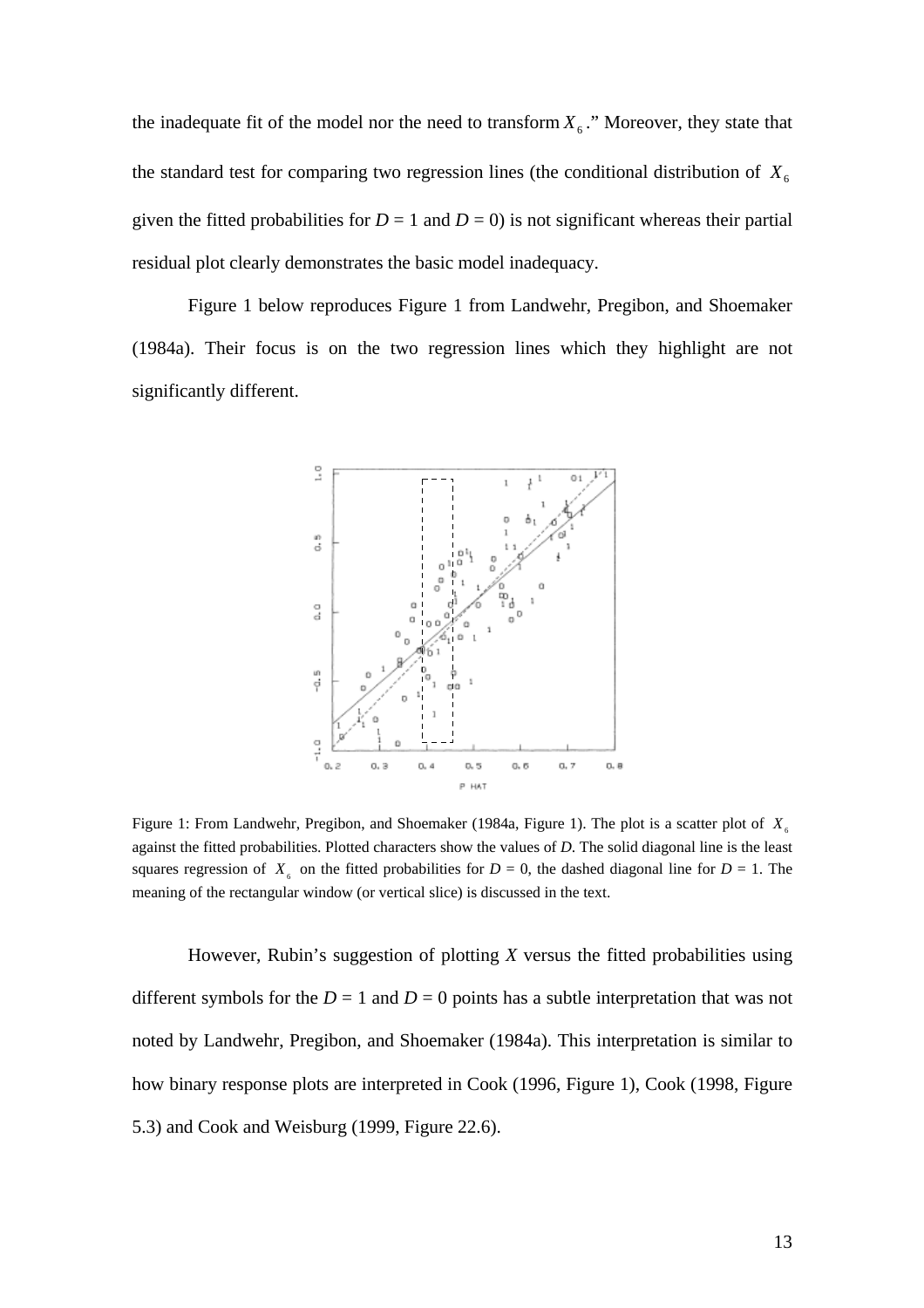the inadequate fit of the model nor the need to transform $X_6$." Moreover, they state that the standard test for comparing two regression lines (the conditional distribution of $X_6$ given the fitted probabilities for $D$ = 1 and $D$ = 0) is not significant whereas their partial residual plot clearly demonstrates the basic model inadequacy.

Figure 1 below reproduces Figure 1 from Landwehr, Pregibon, and Shoemaker (1984a). Their focus is on the two regression lines which they highlight are not significantly different.

Figure 1: From Landwehr, Pregibon, and Shoemaker (1984a, Figure 1). The plot is a scatter plot of $X_6$ against the fitted probabilities. Plotted characters show the values of $D$. The solid diagonal line is the least squares regression of $X_6$ on the fitted probabilities for $D$ = 0, the dashed diagonal line for $D$ = 1. The meaning of the rectangular window (or vertical slice) is discussed in the text.

However, Rubin's suggestion of plotting $X$ versus the fitted probabilities using different symbols for the $D$ = 1 and $D$ = 0 points has a subtle interpretation that was not noted by Landwehr, Pregibon, and Shoemaker (1984a). This interpretation is similar to how binary response plots are interpreted in Cook (1996, Figure 1), Cook (1998, Figure 5.3) and Cook and Weisburg (1999, Figure 22.6).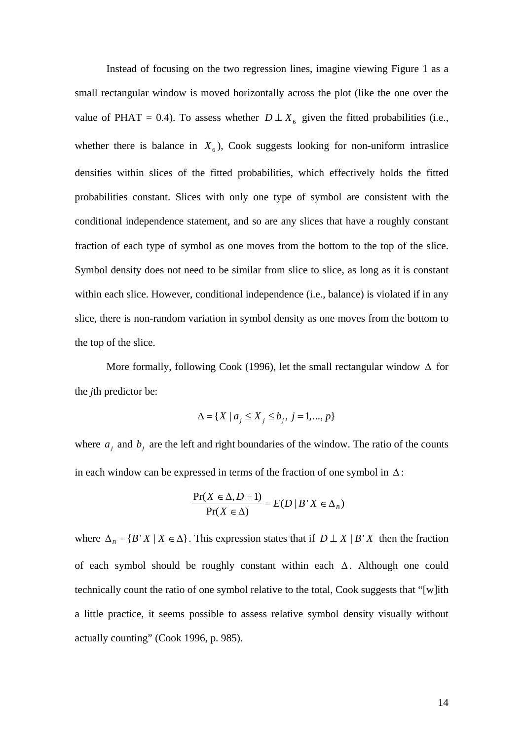Instead of focusing on the two regression lines, imagine viewing Figure 1 as a small rectangular window is moved horizontally across the plot (like the one over the value of PHAT = 0.4). To assess whether $D \perp X_6$ given the fitted probabilities (i.e., whether there is balance in $X_6$), Cook suggests looking for non-uniform intraslice densities within slices of the fitted probabilities, which effectively holds the fitted probabilities constant. Slices with only one type of symbol are consistent with the conditional independence statement, and so are any slices that have a roughly constant fraction of each type of symbol as one moves from the bottom to the top of the slice. Symbol density does not need to be similar from slice to slice, as long as it is constant within each slice. However, conditional independence (i.e., balance) is violated if in any slice, there is non-random variation in symbol density as one moves from the bottom to the top of the slice.

More formally, following Cook (1996), let the small rectangular window $\Delta$ for the *j*th predictor be:

$$\Delta = \{X \mid a_j \leq X_j \leq b_j,\ j = 1, ..., p\}$$

where $a_j$ and $b_j$ are the left and right boundaries of the window. The ratio of the counts in each window can be expressed in terms of the fraction of one symbol in $\Delta$:

$$\frac{\Pr(X \in \Delta, D = 1)}{\Pr(X \in \Delta)} = E(D \mid B'X \in \Delta_B)$$

where $\Delta_B = \{B'X \mid X \in \Delta\}$. This expression states that if $D \perp X \mid B'X$ then the fraction of each symbol should be roughly constant within each $\Delta$. Although one could technically count the ratio of one symbol relative to the total, Cook suggests that "[w]ith a little practice, it seems possible to assess relative symbol density visually without actually counting" (Cook 1996, p. 985).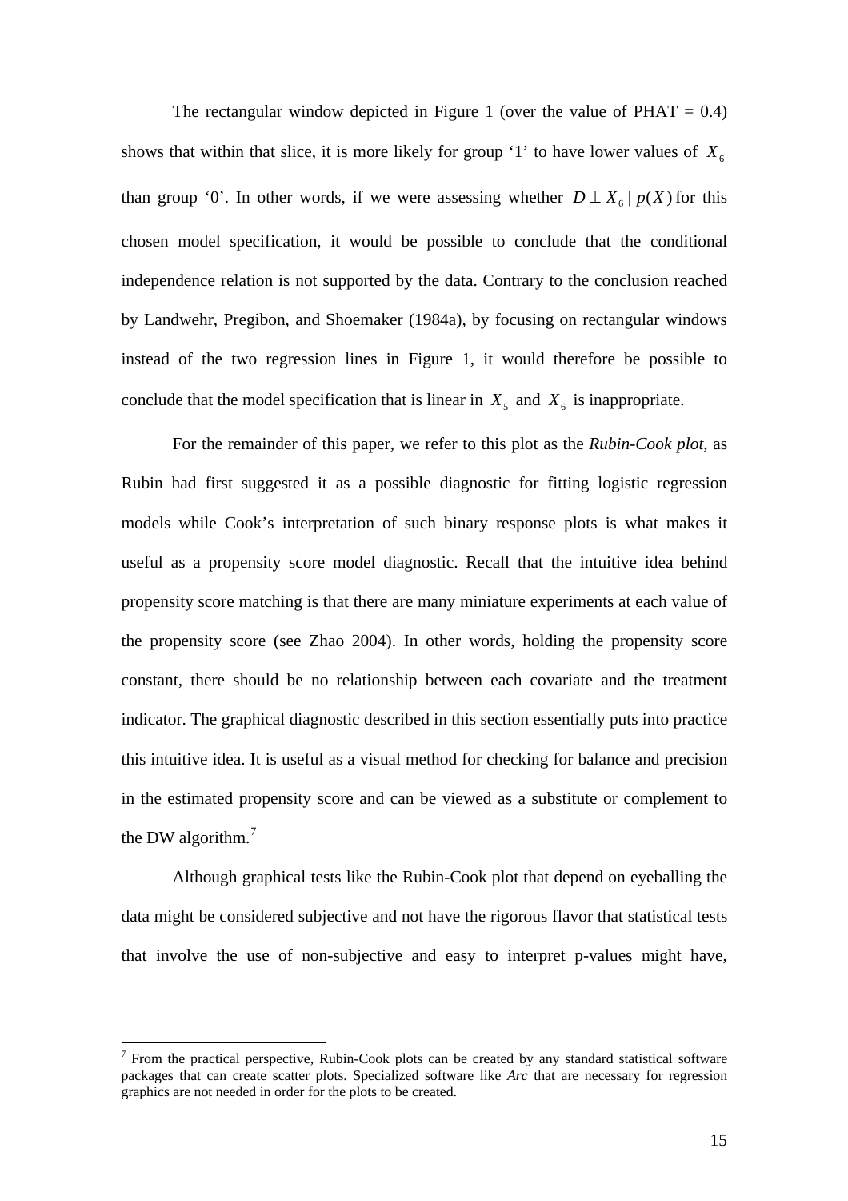The rectangular window depicted in Figure 1 (over the value of PHAT = 0.4) shows that within that slice, it is more likely for group '1' to have lower values of $X_6$ than group '0'. In other words, if we were assessing whether $D \perp X_6 \mid p(X)$ for this chosen model specification, it would be possible to conclude that the conditional independence relation is not supported by the data. Contrary to the conclusion reached by Landwehr, Pregibon, and Shoemaker (1984a), by focusing on rectangular windows instead of the two regression lines in Figure 1, it would therefore be possible to conclude that the model specification that is linear in $X_5$ and $X_6$ is inappropriate.

For the remainder of this paper, we refer to this plot as the *Rubin-Cook plot*, as Rubin had first suggested it as a possible diagnostic for fitting logistic regression models while Cook's interpretation of such binary response plots is what makes it useful as a propensity score model diagnostic. Recall that the intuitive idea behind propensity score matching is that there are many miniature experiments at each value of the propensity score (see Zhao 2004). In other words, holding the propensity score constant, there should be no relationship between each covariate and the treatment indicator. The graphical diagnostic described in this section essentially puts into practice this intuitive idea. It is useful as a visual method for checking for balance and precision in the estimated propensity score and can be viewed as a substitute or complement to the DW algorithm.[7]

Although graphical tests like the Rubin-Cook plot that depend on eyeballing the data might be considered subjective and not have the rigorous flavor that statistical tests that involve the use of non-subjective and easy to interpret p-values might have,

---

[7] From the practical perspective, Rubin-Cook plots can be created by any standard statistical software packages that can create scatter plots. Specialized software like *Arc* that are necessary for regression graphics are not needed in order for the plots to be created.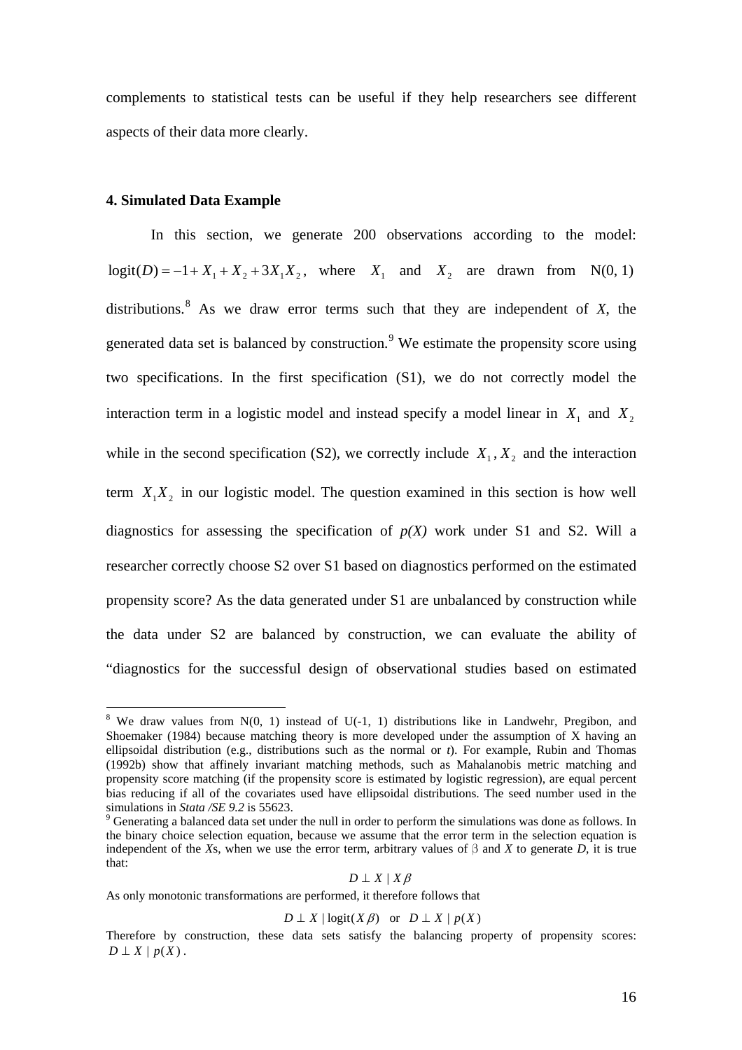complements to statistical tests can be useful if they help researchers see different aspects of their data more clearly.

### 4. Simulated Data Example

In this section, we generate 200 observations according to the model: $\text{logit}(D) = -1 + X_1 + X_2 + 3X_1X_2$, where $X_1$ and $X_2$ are drawn from N(0, 1) distributions.[8] As we draw error terms such that they are independent of *X*, the generated data set is balanced by construction.[9] We estimate the propensity score using two specifications. In the first specification (S1), we do not correctly model the interaction term in a logistic model and instead specify a model linear in $X_1$ and $X_2$ while in the second specification (S2), we correctly include $X_1, X_2$ and the interaction term $X_1X_2$ in our logistic model. The question examined in this section is how well diagnostics for assessing the specification of *p(X)* work under S1 and S2. Will a researcher correctly choose S2 over S1 based on diagnostics performed on the estimated propensity score? As the data generated under S1 are unbalanced by construction while the data under S2 are balanced by construction, we can evaluate the ability of "diagnostics for the successful design of observational studies based on estimated

---

[8] We draw values from N(0, 1) instead of U(-1, 1) distributions like in Landwehr, Pregibon, and Shoemaker (1984) because matching theory is more developed under the assumption of X having an ellipsoidal distribution (e.g., distributions such as the normal or *t*). For example, Rubin and Thomas (1992b) show that affinely invariant matching methods, such as Mahalanobis metric matching and propensity score matching (if the propensity score is estimated by logistic regression), are equal percent bias reducing if all of the covariates used have ellipsoidal distributions. The seed number used in the simulations in *Stata /SE 9.2* is 55623.

[9] Generating a balanced data set under the null in order to perform the simulations was done as follows. In the binary choice selection equation, because we assume that the error term in the selection equation is independent of the *X*s, when we use the error term, arbitrary values of β and *X* to generate *D*, it is true that:

$$D \perp X \mid X\beta$$

As only monotonic transformations are performed, it therefore follows that

$$D \perp X \mid \text{logit}(X\beta) \quad \text{or} \quad D \perp X \mid p(X)$$

Therefore by construction, these data sets satisfy the balancing property of propensity scores: $D \perp X \mid p(X)$.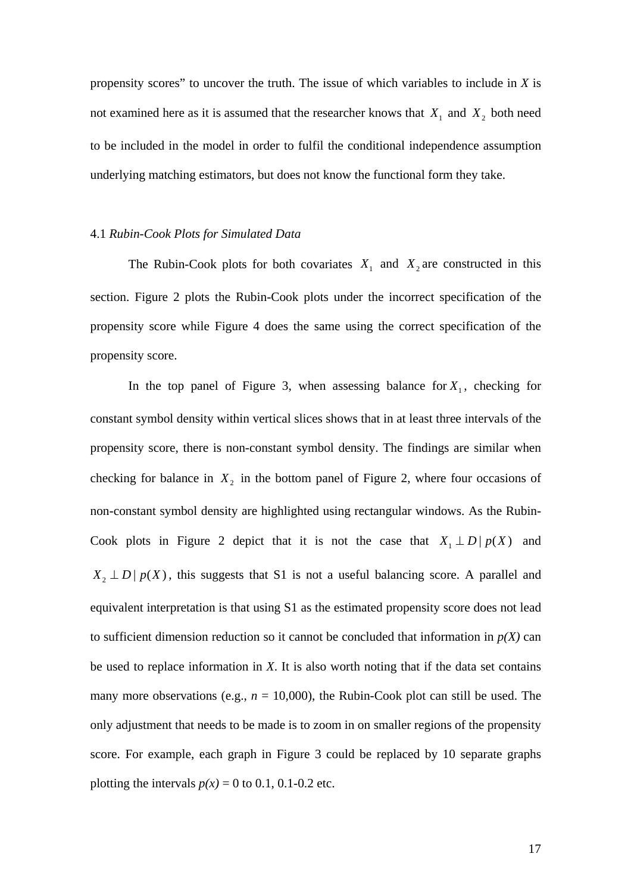propensity scores" to uncover the truth. The issue of which variables to include in *X* is not examined here as it is assumed that the researcher knows that $X_1$ and $X_2$ both need to be included in the model in order to fulfil the conditional independence assumption underlying matching estimators, but does not know the functional form they take.

### 4.1 *Rubin-Cook Plots for Simulated Data*

The Rubin-Cook plots for both covariates $X_1$ and $X_2$ are constructed in this section. Figure 2 plots the Rubin-Cook plots under the incorrect specification of the propensity score while Figure 4 does the same using the correct specification of the propensity score.

In the top panel of Figure 3, when assessing balance for $X_1$, checking for constant symbol density within vertical slices shows that in at least three intervals of the propensity score, there is non-constant symbol density. The findings are similar when checking for balance in $X_2$ in the bottom panel of Figure 2, where four occasions of non-constant symbol density are highlighted using rectangular windows. As the Rubin-Cook plots in Figure 2 depict that it is not the case that $X_1 \perp D \mid p(X)$ and $X_2 \perp D \mid p(X)$, this suggests that S1 is not a useful balancing score. A parallel and equivalent interpretation is that using S1 as the estimated propensity score does not lead to sufficient dimension reduction so it cannot be concluded that information in *p(X)* can be used to replace information in *X*. It is also worth noting that if the data set contains many more observations (e.g., $n$ = 10,000), the Rubin-Cook plot can still be used. The only adjustment that needs to be made is to zoom in on smaller regions of the propensity score. For example, each graph in Figure 3 could be replaced by 10 separate graphs plotting the intervals *p(x)* = 0 to 0.1, 0.1-0.2 etc.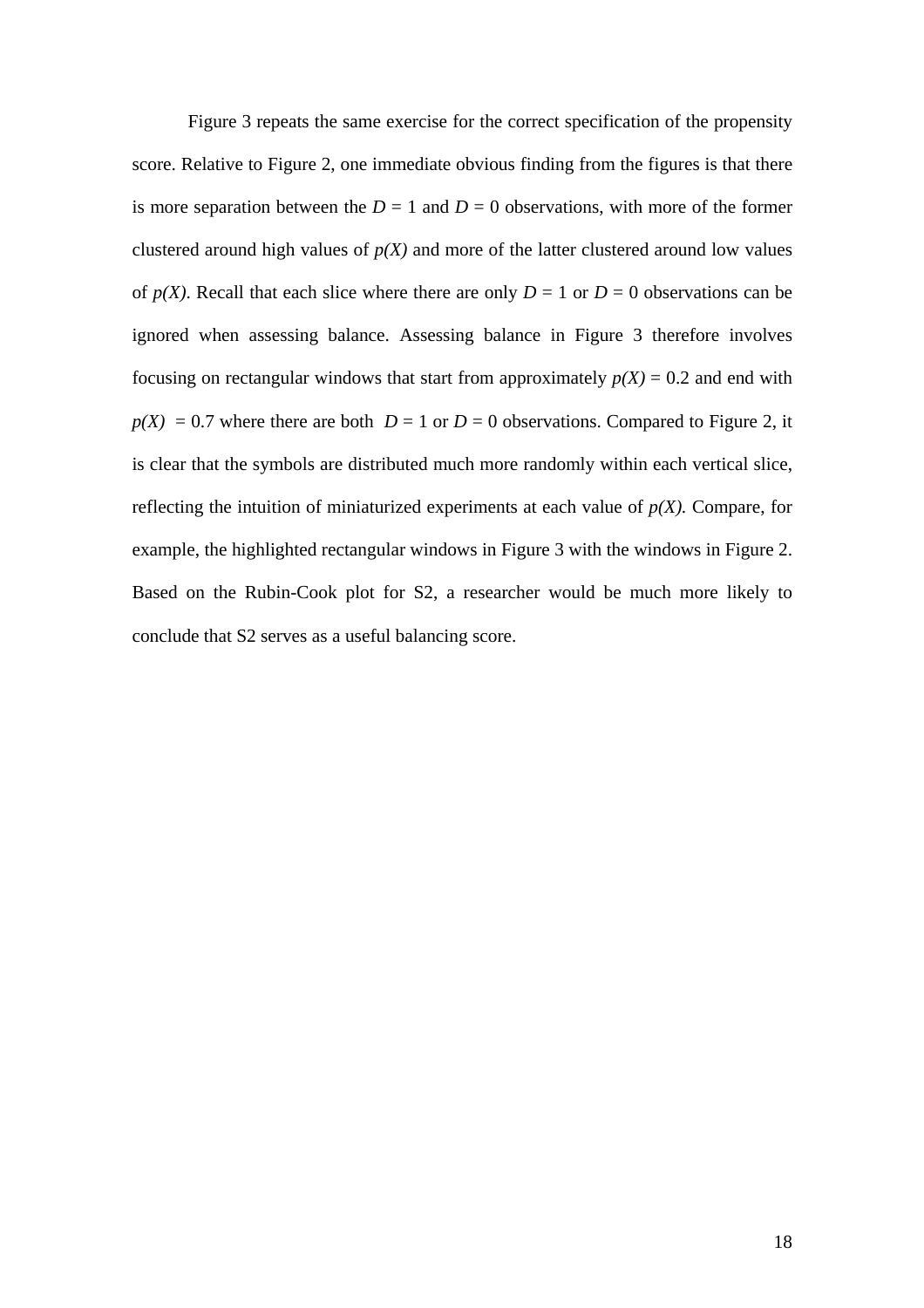Figure 3 repeats the same exercise for the correct specification of the propensity score. Relative to Figure 2, one immediate obvious finding from the figures is that there is more separation between the $D$ = 1 and $D$ = 0 observations, with more of the former clustered around high values of $p(X)$ and more of the latter clustered around low values of $p(X)$. Recall that each slice where there are only $D$ = 1 or $D$ = 0 observations can be ignored when assessing balance. Assessing balance in Figure 3 therefore involves focusing on rectangular windows that start from approximately $p(X)$ = 0.2 and end with $p(X)$ = 0.7 where there are both $D$ = 1 or $D$ = 0 observations. Compared to Figure 2, it is clear that the symbols are distributed much more randomly within each vertical slice, reflecting the intuition of miniaturized experiments at each value of $p(X)$. Compare, for example, the highlighted rectangular windows in Figure 3 with the windows in Figure 2. Based on the Rubin-Cook plot for S2, a researcher would be much more likely to conclude that S2 serves as a useful balancing score.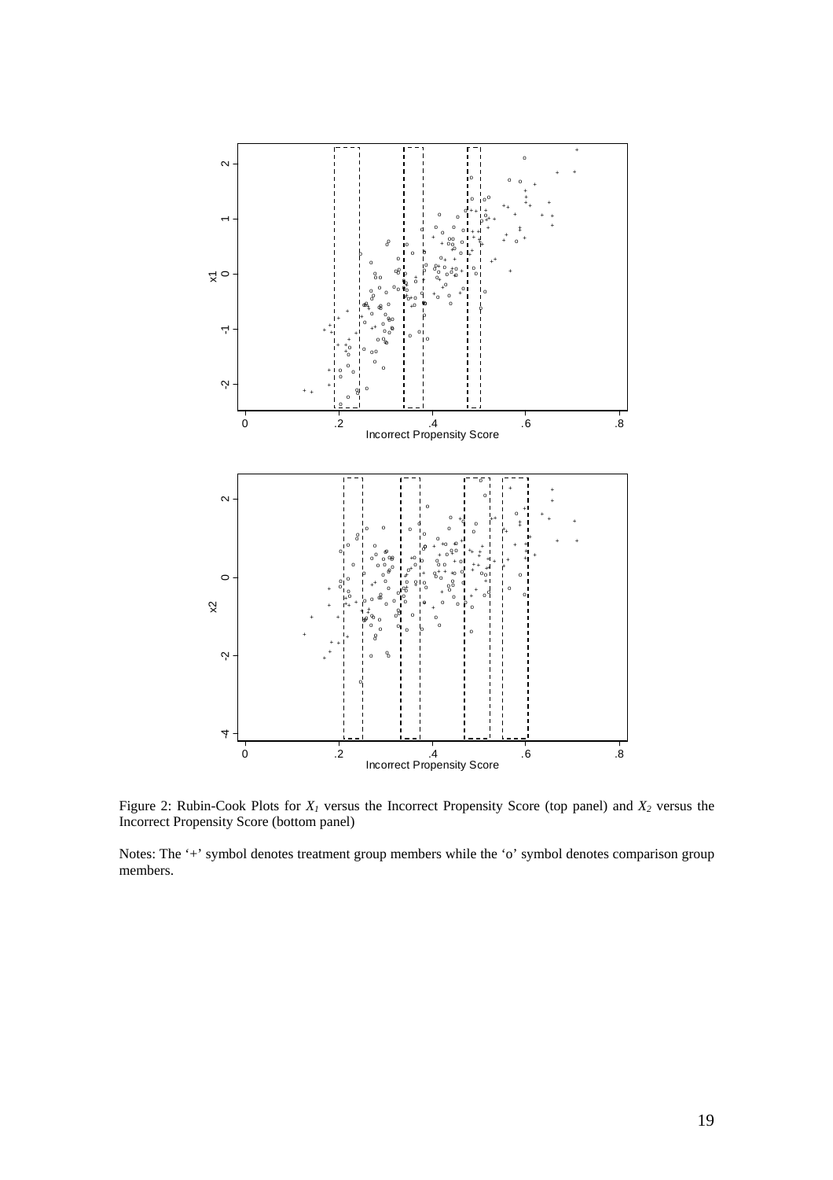Figure 2: Rubin-Cook Plots for $X_1$ versus the Incorrect Propensity Score (top panel) and $X_2$ versus the Incorrect Propensity Score (bottom panel)

Notes: The '+' symbol denotes treatment group members while the 'o' symbol denotes comparison group members.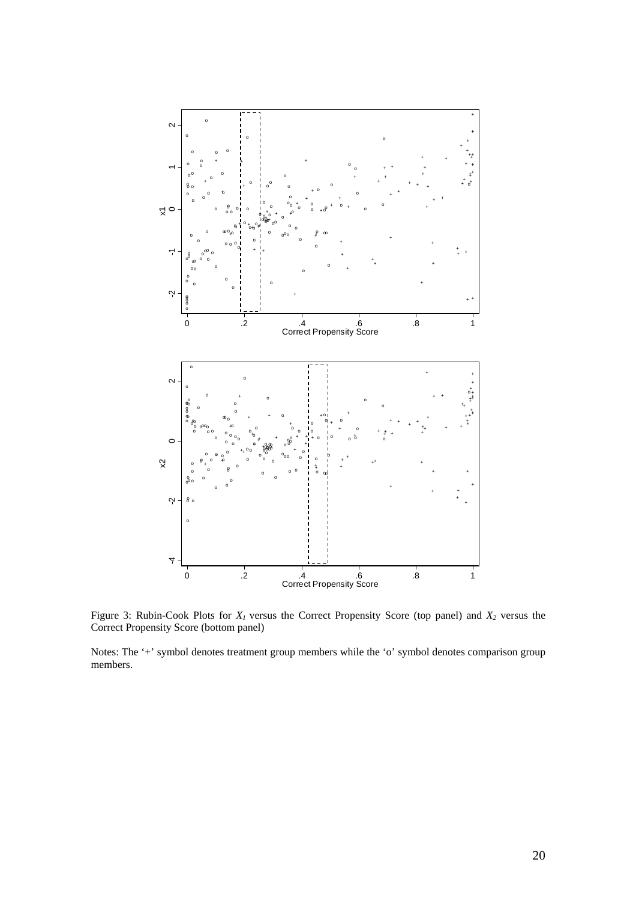Figure 3: Rubin-Cook Plots for $X_1$ versus the Correct Propensity Score (top panel) and $X_2$ versus the Correct Propensity Score (bottom panel)

Notes: The '+' symbol denotes treatment group members while the 'o' symbol denotes comparison group members.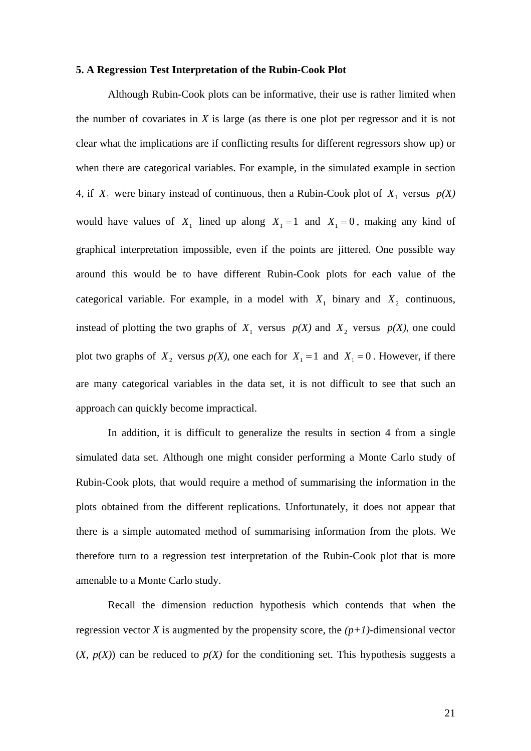### 5. A Regression Test Interpretation of the Rubin-Cook Plot

Although Rubin-Cook plots can be informative, their use is rather limited when the number of covariates in *X* is large (as there is one plot per regressor and it is not clear what the implications are if conflicting results for different regressors show up) or when there are categorical variables. For example, in the simulated example in section 4, if $X_1$ were binary instead of continuous, then a Rubin-Cook plot of $X_1$ versus *p(X)* would have values of $X_1$ lined up along $X_1 = 1$ and $X_1 = 0$, making any kind of graphical interpretation impossible, even if the points are jittered. One possible way around this would be to have different Rubin-Cook plots for each value of the categorical variable. For example, in a model with $X_1$ binary and $X_2$ continuous, instead of plotting the two graphs of $X_1$ versus *p(X)* and $X_2$ versus *p(X)*, one could plot two graphs of $X_2$ versus *p(X)*, one each for $X_1 = 1$ and $X_1 = 0$. However, if there are many categorical variables in the data set, it is not difficult to see that such an approach can quickly become impractical.

In addition, it is difficult to generalize the results in section 4 from a single simulated data set. Although one might consider performing a Monte Carlo study of Rubin-Cook plots, that would require a method of summarising the information in the plots obtained from the different replications. Unfortunately, it does not appear that there is a simple automated method of summarising information from the plots. We therefore turn to a regression test interpretation of the Rubin-Cook plot that is more amenable to a Monte Carlo study.

Recall the dimension reduction hypothesis which contends that when the regression vector *X* is augmented by the propensity score, the *(p+1)*-dimensional vector (*X*, *p(X)*) can be reduced to *p(X)* for the conditioning set. This hypothesis suggests a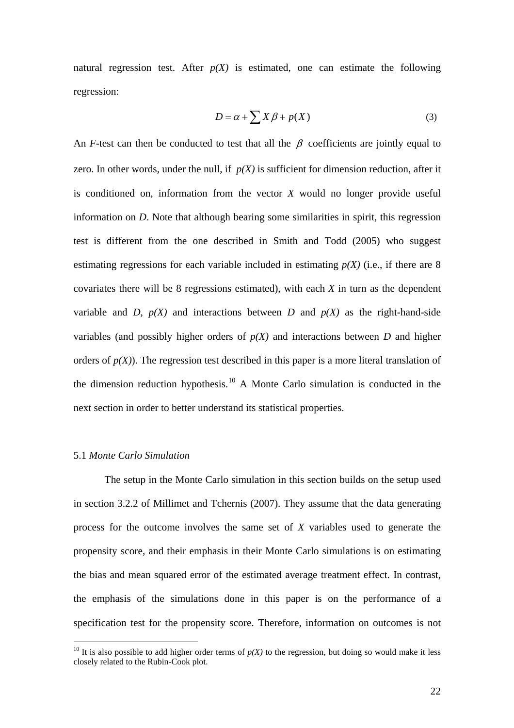natural regression test. After *p(X)* is estimated, one can estimate the following regression:

$$D = \alpha + \sum X\beta + p(X) \quad (3)$$

An *F*-test can then be conducted to test that all the $\beta$ coefficients are jointly equal to zero. In other words, under the null, if *p(X)* is sufficient for dimension reduction, after it is conditioned on, information from the vector *X* would no longer provide useful information on *D*. Note that although bearing some similarities in spirit, this regression test is different from the one described in Smith and Todd (2005) who suggest estimating regressions for each variable included in estimating *p(X)* (i.e., if there are 8 covariates there will be 8 regressions estimated), with each *X* in turn as the dependent variable and *D*, *p(X)* and interactions between *D* and *p(X)* as the right-hand-side variables (and possibly higher orders of *p(X)* and interactions between *D* and higher orders of *p(X)*). The regression test described in this paper is a more literal translation of the dimension reduction hypothesis.[10] A Monte Carlo simulation is conducted in the next section in order to better understand its statistical properties.

### 5.1 *Monte Carlo Simulation*

The setup in the Monte Carlo simulation in this section builds on the setup used in section 3.2.2 of Millimet and Tchernis (2007). They assume that the data generating process for the outcome involves the same set of *X* variables used to generate the propensity score, and their emphasis in their Monte Carlo simulations is on estimating the bias and mean squared error of the estimated average treatment effect. In contrast, the emphasis of the simulations done in this paper is on the performance of a specification test for the propensity score. Therefore, information on outcomes is not

---

[10] It is also possible to add higher order terms of *p(X)* to the regression, but doing so would make it less closely related to the Rubin-Cook plot.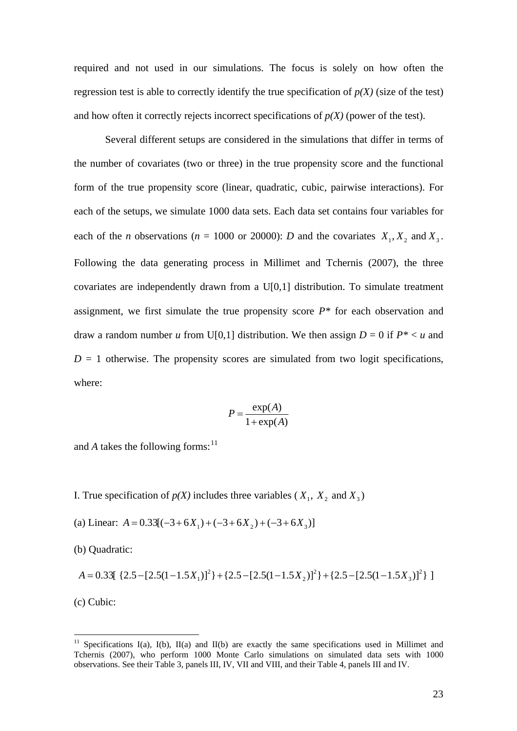required and not used in our simulations. The focus is solely on how often the regression test is able to correctly identify the true specification of *p(X)* (size of the test) and how often it correctly rejects incorrect specifications of *p(X)* (power of the test).

Several different setups are considered in the simulations that differ in terms of the number of covariates (two or three) in the true propensity score and the functional form of the true propensity score (linear, quadratic, cubic, pairwise interactions). For each of the setups, we simulate 1000 data sets. Each data set contains four variables for each of the *n* observations (*n* = 1000 or 20000): *D* and the covariates $X_1, X_2$ and $X_3$. Following the data generating process in Millimet and Tchernis (2007), the three covariates are independently drawn from a U[0,1] distribution. To simulate treatment assignment, we first simulate the true propensity score *P\** for each observation and draw a random number *u* from U[0,1] distribution. We then assign *D* = 0 if *P\** < *u* and *D* = 1 otherwise. The propensity scores are simulated from two logit specifications, where:

$$P = \frac{\exp(A)}{1 + \exp(A)}$$

and *A* takes the following forms:[11]

I. True specification of *p(X)* includes three variables ($X_1$, $X_2$ and $X_3$)

(a) Linear: $A = 0.33[(-3 + 6X_1) + (-3 + 6X_2) + (-3 + 6X_3)]$

(b) Quadratic:

$$A = 0.33[\ \{2.5 - [2.5(1 - 1.5X_1)]^2\} + \{2.5 - [2.5(1 - 1.5X_2)]^2\} + \{2.5 - [2.5(1 - 1.5X_3)]^2\}\ ]$$

(c) Cubic:

---

[11] Specifications I(a), I(b), II(a) and II(b) are exactly the same specifications used in Millimet and Tchernis (2007), who perform 1000 Monte Carlo simulations on simulated data sets with 1000 observations. See their Table 3, panels III, IV, VII and VIII, and their Table 4, panels III and IV.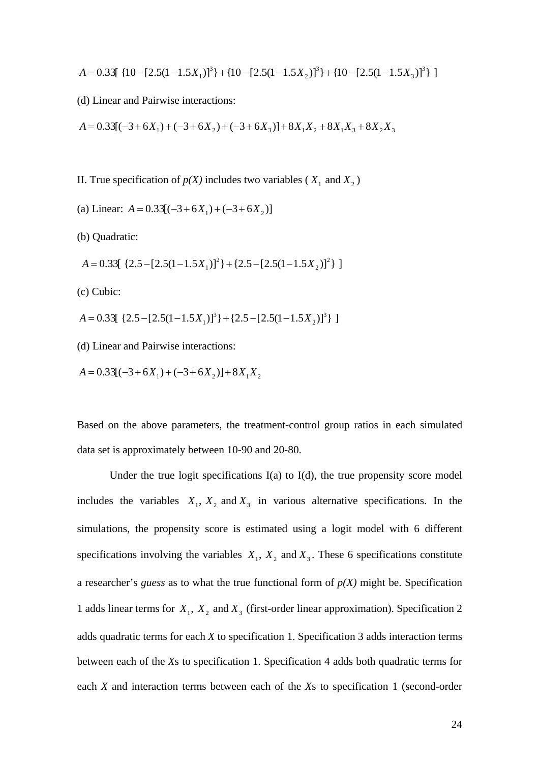$$A = 0.33[\ \{10 - [2.5(1 - 1.5X_1)]^3\} + \{10 - [2.5(1 - 1.5X_2)]^3\} + \{10 - [2.5(1 - 1.5X_3)]^3\}\ ]$$

(d) Linear and Pairwise interactions:

$$A = 0.33[(-3 + 6X_1) + (-3 + 6X_2) + (-3 + 6X_3)] + 8X_1X_2 + 8X_1X_3 + 8X_2X_3$$

II. True specification of *p(X)* includes two variables ( $X_1$ and $X_2$ )

(a) Linear: $A = 0.33[(-3 + 6X_1) + (-3 + 6X_2)]$

(b) Quadratic:

$$A = 0.33[\ \{2.5 - [2.5(1 - 1.5X_1)]^2\} + \{2.5 - [2.5(1 - 1.5X_2)]^2\}\ ]$$

(c) Cubic:

$$A = 0.33[\ \{2.5 - [2.5(1 - 1.5X_1)]^3\} + \{2.5 - [2.5(1 - 1.5X_2)]^3\}\ ]$$

(d) Linear and Pairwise interactions:

$$A = 0.33[(-3 + 6X_1) + (-3 + 6X_2)] + 8X_1X_2$$

Based on the above parameters, the treatment-control group ratios in each simulated data set is approximately between 10-90 and 20-80.

Under the true logit specifications I(a) to I(d), the true propensity score model includes the variables $X_1$, $X_2$ and $X_3$ in various alternative specifications. In the simulations, the propensity score is estimated using a logit model with 6 different specifications involving the variables $X_1$, $X_2$ and $X_3$. These 6 specifications constitute a researcher's *guess* as to what the true functional form of *p(X)* might be. Specification 1 adds linear terms for $X_1$, $X_2$ and $X_3$ (first-order linear approximation). Specification 2 adds quadratic terms for each *X* to specification 1. Specification 3 adds interaction terms between each of the *X*s to specification 1. Specification 4 adds both quadratic terms for each *X* and interaction terms between each of the *X*s to specification 1 (second-order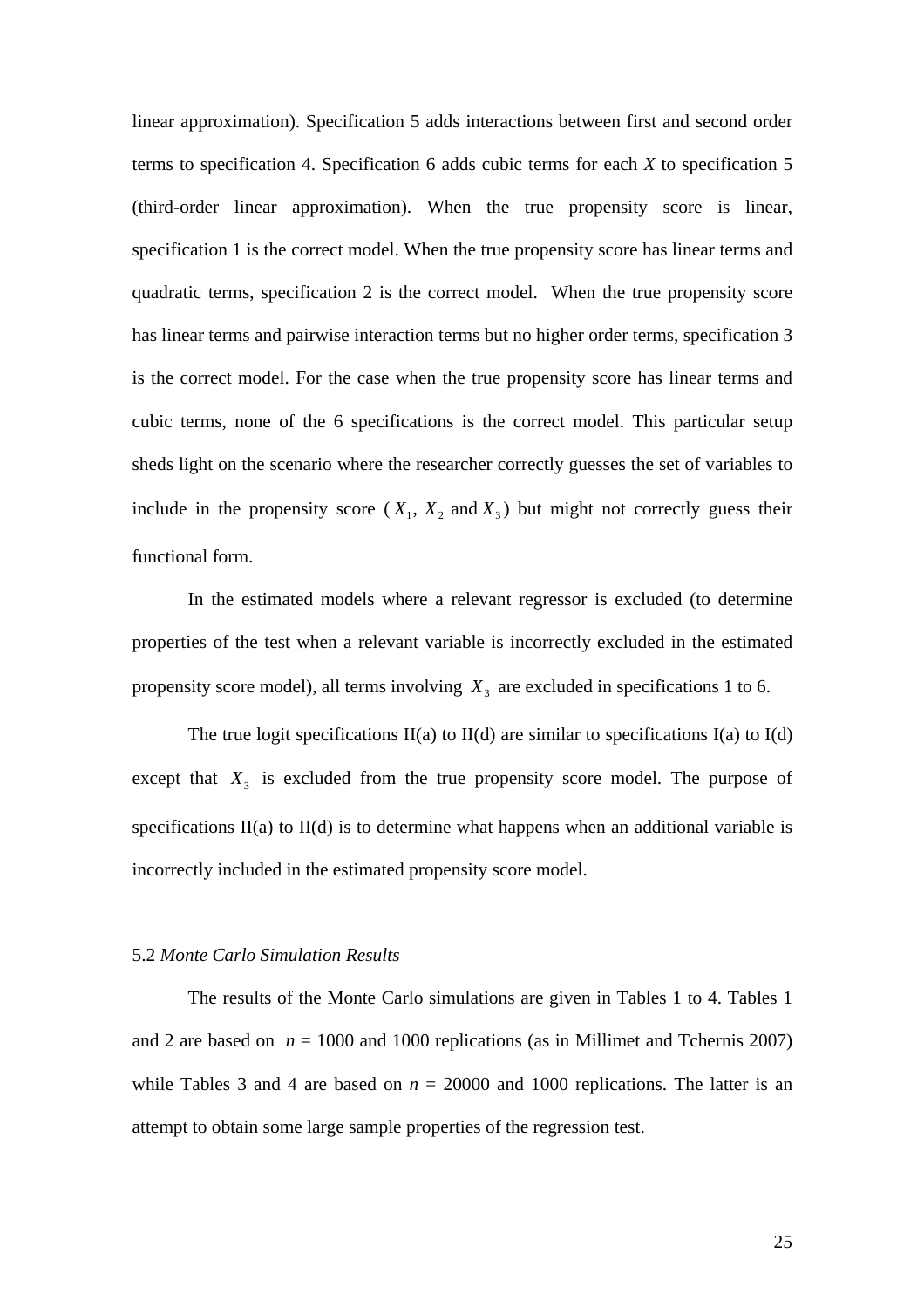linear approximation). Specification 5 adds interactions between first and second order terms to specification 4. Specification 6 adds cubic terms for each *X* to specification 5 (third-order linear approximation). When the true propensity score is linear, specification 1 is the correct model. When the true propensity score has linear terms and quadratic terms, specification 2 is the correct model. When the true propensity score has linear terms and pairwise interaction terms but no higher order terms, specification 3 is the correct model. For the case when the true propensity score has linear terms and cubic terms, none of the 6 specifications is the correct model. This particular setup sheds light on the scenario where the researcher correctly guesses the set of variables to include in the propensity score ($X_1$, $X_2$ and $X_3$) but might not correctly guess their functional form.

In the estimated models where a relevant regressor is excluded (to determine properties of the test when a relevant variable is incorrectly excluded in the estimated propensity score model), all terms involving $X_3$ are excluded in specifications 1 to 6.

The true logit specifications II(a) to II(d) are similar to specifications I(a) to I(d) except that $X_3$ is excluded from the true propensity score model. The purpose of specifications II(a) to II(d) is to determine what happens when an additional variable is incorrectly included in the estimated propensity score model.

### 5.2 *Monte Carlo Simulation Results*

The results of the Monte Carlo simulations are given in Tables 1 to 4. Tables 1 and 2 are based on $n$ = 1000 and 1000 replications (as in Millimet and Tchernis 2007) while Tables 3 and 4 are based on $n$ = 20000 and 1000 replications. The latter is an attempt to obtain some large sample properties of the regression test.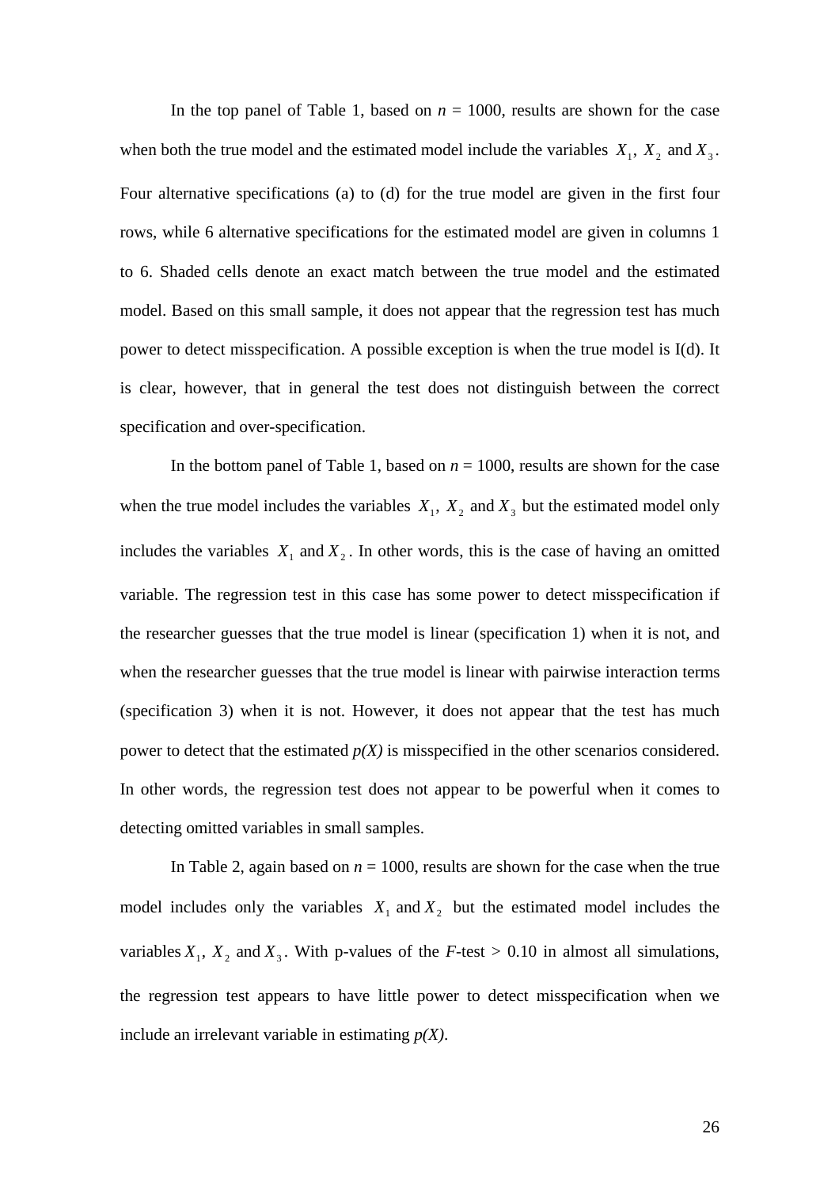In the top panel of Table 1, based on *n* = 1000, results are shown for the case when both the true model and the estimated model include the variables $X_1$, $X_2$ and $X_3$. Four alternative specifications (a) to (d) for the true model are given in the first four rows, while 6 alternative specifications for the estimated model are given in columns 1 to 6. Shaded cells denote an exact match between the true model and the estimated model. Based on this small sample, it does not appear that the regression test has much power to detect misspecification. A possible exception is when the true model is I(d). It is clear, however, that in general the test does not distinguish between the correct specification and over-specification.

In the bottom panel of Table 1, based on *n* = 1000, results are shown for the case when the true model includes the variables $X_1$, $X_2$ and $X_3$ but the estimated model only includes the variables $X_1$ and $X_2$. In other words, this is the case of having an omitted variable. The regression test in this case has some power to detect misspecification if the researcher guesses that the true model is linear (specification 1) when it is not, and when the researcher guesses that the true model is linear with pairwise interaction terms (specification 3) when it is not. However, it does not appear that the test has much power to detect that the estimated *p(X)* is misspecified in the other scenarios considered. In other words, the regression test does not appear to be powerful when it comes to detecting omitted variables in small samples.

In Table 2, again based on *n* = 1000, results are shown for the case when the true model includes only the variables $X_1$ and $X_2$ but the estimated model includes the variables $X_1$, $X_2$ and $X_3$. With p-values of the *F*-test > 0.10 in almost all simulations, the regression test appears to have little power to detect misspecification when we include an irrelevant variable in estimating *p(X)*.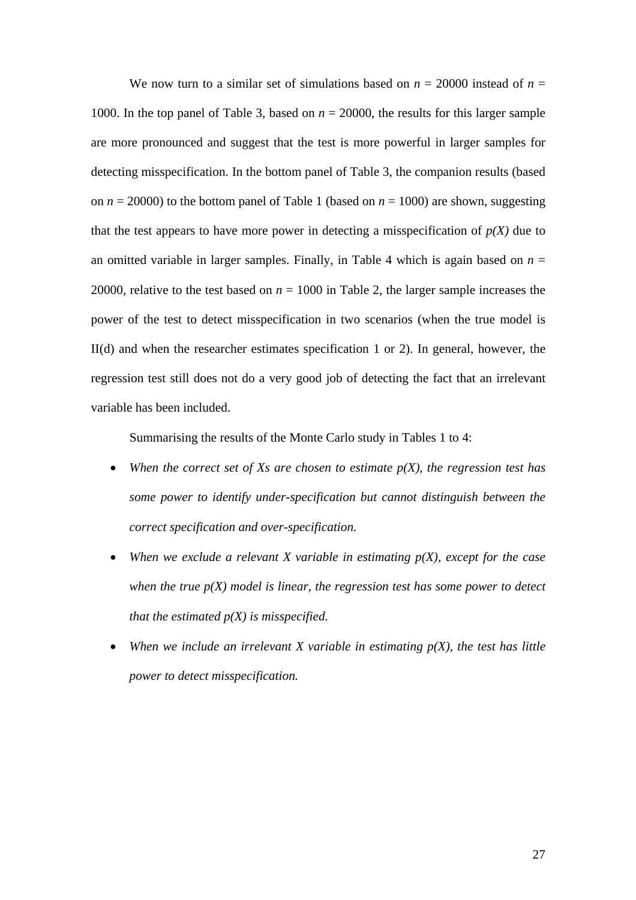We now turn to a similar set of simulations based on $n$ = 20000 instead of $n$ = 1000. In the top panel of Table 3, based on $n$ = 20000, the results for this larger sample are more pronounced and suggest that the test is more powerful in larger samples for detecting misspecification. In the bottom panel of Table 3, the companion results (based on $n$ = 20000) to the bottom panel of Table 1 (based on $n$ = 1000) are shown, suggesting that the test appears to have more power in detecting a misspecification of *p(X)* due to an omitted variable in larger samples. Finally, in Table 4 which is again based on $n$ = 20000, relative to the test based on $n$ = 1000 in Table 2, the larger sample increases the power of the test to detect misspecification in two scenarios (when the true model is II(d) and when the researcher estimates specification 1 or 2). In general, however, the regression test still does not do a very good job of detecting the fact that an irrelevant variable has been included.

Summarising the results of the Monte Carlo study in Tables 1 to 4:

- *When the correct set of Xs are chosen to estimate p(X), the regression test has some power to identify under-specification but cannot distinguish between the correct specification and over-specification.*
- *When we exclude a relevant X variable in estimating p(X), except for the case when the true p(X) model is linear, the regression test has some power to detect that the estimated p(X) is misspecified.*
- *When we include an irrelevant X variable in estimating p(X), the test has little power to detect misspecification.*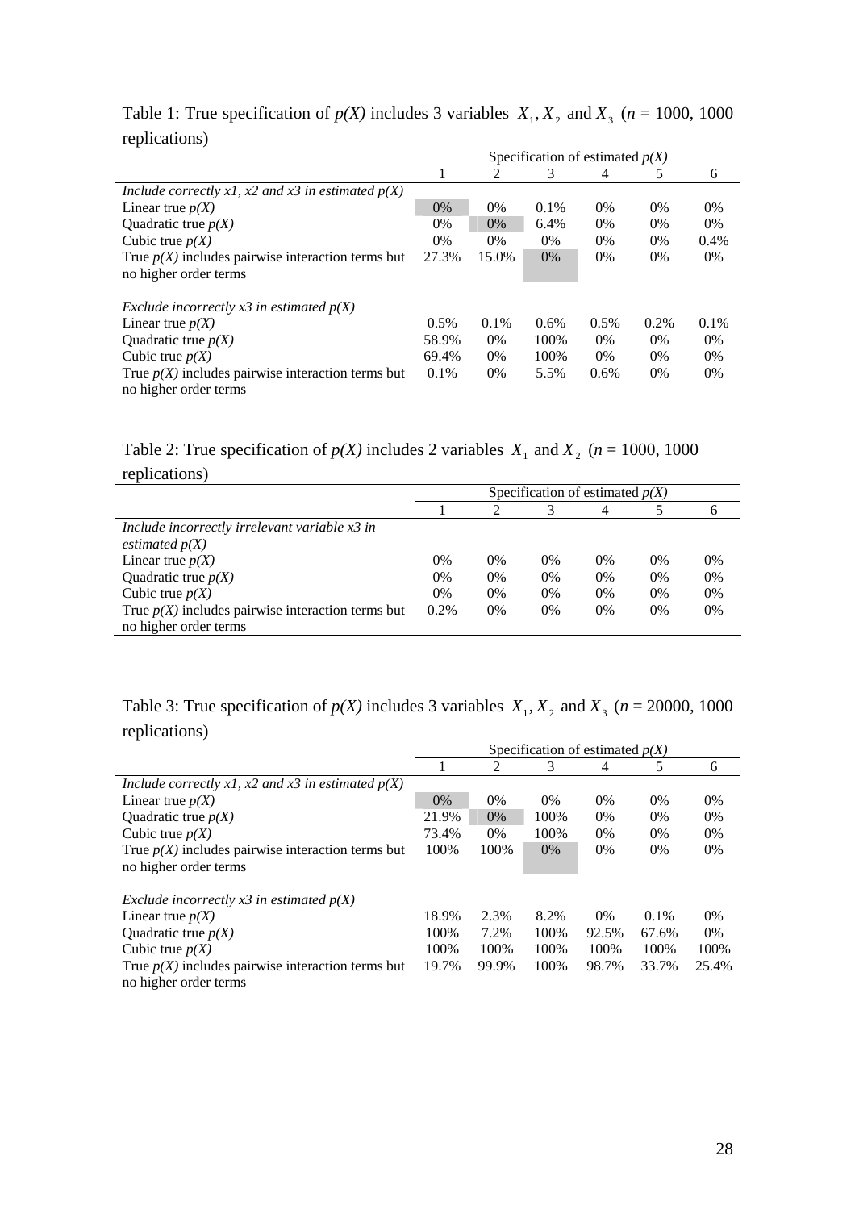Table 1: True specification of *p(X)* includes 3 variables $X_1, X_2$ and $X_3$ (*n* = 1000, 1000 replications)

| | Specification of estimated *p(X)* | | | | | |
|---|---|---|---|---|---|---|
| | 1 | 2 | 3 | 4 | 5 | 6 |
| *Include correctly x1, x2 and x3 in estimated p(X)* | | | | | | |
| Linear true *p(X)* | 0% | 0% | 0.1% | 0% | 0% | 0% |
| Quadratic true *p(X)* | 0% | 0% | 6.4% | 0% | 0% | 0% |
| Cubic true *p(X)* | 0% | 0% | 0% | 0% | 0% | 0.4% |
| True *p(X)* includes pairwise interaction terms but no higher order terms | 27.3% | 15.0% | 0% | 0% | 0% | 0% |
| *Exclude incorrectly x3 in estimated p(X)* | | | | | | |
| Linear true *p(X)* | 0.5% | 0.1% | 0.6% | 0.5% | 0.2% | 0.1% |
| Quadratic true *p(X)* | 58.9% | 0% | 100% | 0% | 0% | 0% |
| Cubic true *p(X)* | 69.4% | 0% | 100% | 0% | 0% | 0% |
| True *p(X)* includes pairwise interaction terms but no higher order terms | 0.1% | 0% | 5.5% | 0.6% | 0% | 0% |

Table 2: True specification of *p(X)* includes 2 variables $X_1$ and $X_2$ (*n* = 1000, 1000 replications)

| | Specification of estimated *p(X)* | | | | | |
|---|---|---|---|---|---|---|
| | 1 | 2 | 3 | 4 | 5 | 6 |
| *Include incorrectly irrelevant variable x3 in estimated p(X)* | | | | | | |
| Linear true *p(X)* | 0% | 0% | 0% | 0% | 0% | 0% |
| Quadratic true *p(X)* | 0% | 0% | 0% | 0% | 0% | 0% |
| Cubic true *p(X)* | 0% | 0% | 0% | 0% | 0% | 0% |
| True *p(X)* includes pairwise interaction terms but no higher order terms | 0.2% | 0% | 0% | 0% | 0% | 0% |

Table 3: True specification of *p(X)* includes 3 variables $X_1, X_2$ and $X_3$ (*n* = 20000, 1000 replications)

| | Specification of estimated *p(X)* | | | | | |
|---|---|---|---|---|---|---|
| | 1 | 2 | 3 | 4 | 5 | 6 |
| *Include correctly x1, x2 and x3 in estimated p(X)* | | | | | | |
| Linear true *p(X)* | 0% | 0% | 0% | 0% | 0% | 0% |
| Quadratic true *p(X)* | 21.9% | 0% | 100% | 0% | 0% | 0% |
| Cubic true *p(X)* | 73.4% | 0% | 100% | 0% | 0% | 0% |
| True *p(X)* includes pairwise interaction terms but no higher order terms | 100% | 100% | 0% | 0% | 0% | 0% |
| *Exclude incorrectly x3 in estimated p(X)* | | | | | | |
| Linear true *p(X)* | 18.9% | 2.3% | 8.2% | 0% | 0.1% | 0% |
| Quadratic true *p(X)* | 100% | 7.2% | 100% | 92.5% | 67.6% | 0% |
| Cubic true *p(X)* | 100% | 100% | 100% | 100% | 100% | 100% |
| True *p(X)* includes pairwise interaction terms but no higher order terms | 19.7% | 99.9% | 100% | 98.7% | 33.7% | 25.4% |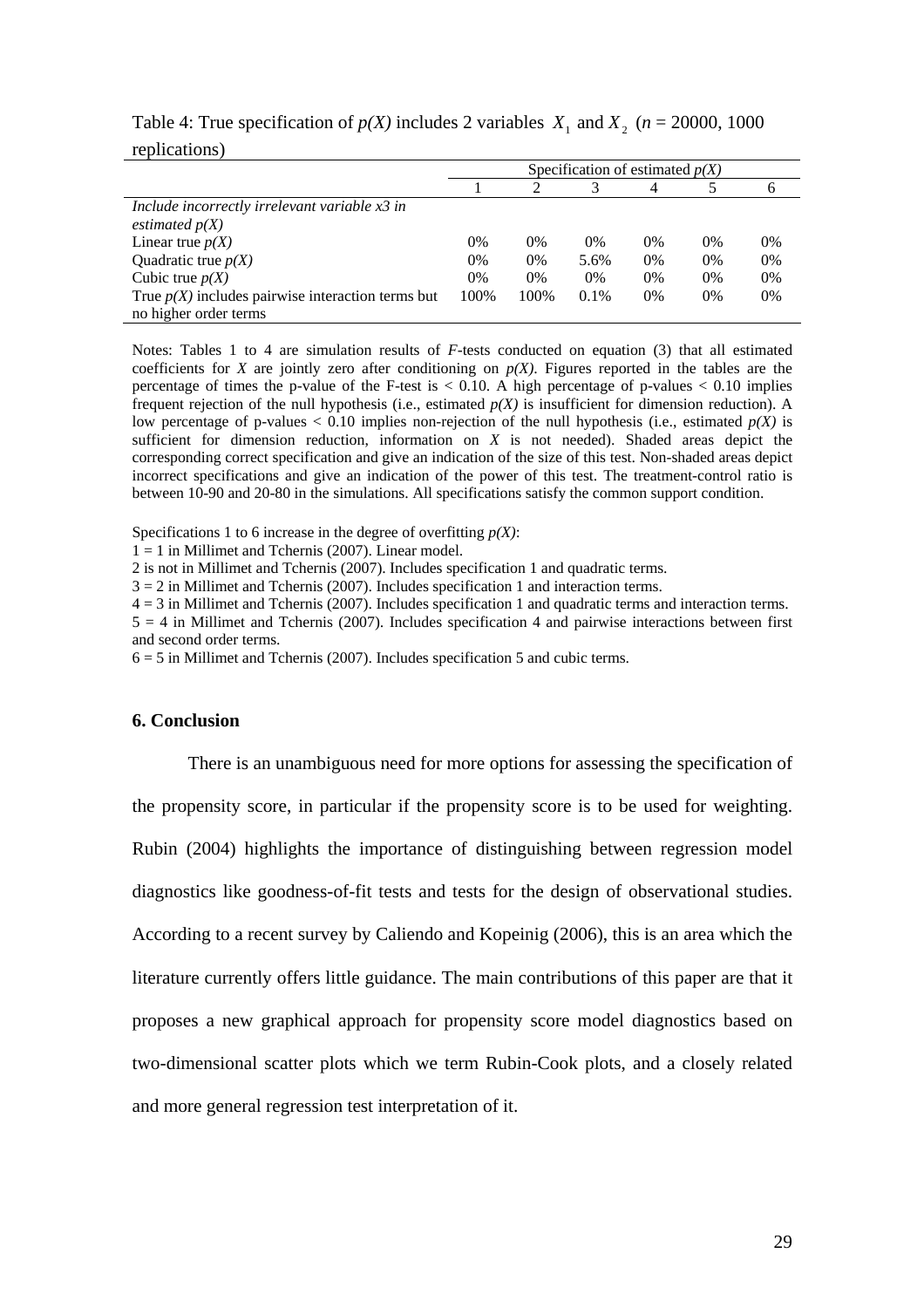Table 4: True specification of *p(X)* includes 2 variables $X_1$ and $X_2$ (*n* = 20000, 1000 replications)

| | Specification of estimated *p(X)* | | | | | |
|---|---|---|---|---|---|---|
| | 1 | 2 | 3 | 4 | 5 | 6 |
| *Include incorrectly irrelevant variable x3 in estimated p(X)* | | | | | | |
| Linear true *p(X)* | 0% | 0% | 0% | 0% | 0% | 0% |
| Quadratic true *p(X)* | 0% | 0% | 5.6% | 0% | 0% | 0% |
| Cubic true *p(X)* | 0% | 0% | 0% | 0% | 0% | 0% |
| True *p(X)* includes pairwise interaction terms but no higher order terms | 100% | 100% | 0.1% | 0% | 0% | 0% |

Notes: Tables 1 to 4 are simulation results of *F*-tests conducted on equation (3) that all estimated coefficients for *X* are jointly zero after conditioning on *p(X)*. Figures reported in the tables are the percentage of times the p-value of the F-test is < 0.10. A high percentage of p-values < 0.10 implies frequent rejection of the null hypothesis (i.e., estimated *p(X)* is insufficient for dimension reduction). A low percentage of p-values < 0.10 implies non-rejection of the null hypothesis (i.e., estimated *p(X)* is sufficient for dimension reduction, information on *X* is not needed). Shaded areas depict the corresponding correct specification and give an indication of the size of this test. Non-shaded areas depict incorrect specifications and give an indication of the power of this test. The treatment-control ratio is between 10-90 and 20-80 in the simulations. All specifications satisfy the common support condition.

Specifications 1 to 6 increase in the degree of overfitting *p(X)*:
1 = 1 in Millimet and Tchernis (2007). Linear model.
2 is not in Millimet and Tchernis (2007). Includes specification 1 and quadratic terms.
3 = 2 in Millimet and Tchernis (2007). Includes specification 1 and interaction terms.
4 = 3 in Millimet and Tchernis (2007). Includes specification 1 and quadratic terms and interaction terms.
5 = 4 in Millimet and Tchernis (2007). Includes specification 4 and pairwise interactions between first and second order terms.
6 = 5 in Millimet and Tchernis (2007). Includes specification 5 and cubic terms.

## 6. Conclusion

There is an unambiguous need for more options for assessing the specification of the propensity score, in particular if the propensity score is to be used for weighting. Rubin (2004) highlights the importance of distinguishing between regression model diagnostics like goodness-of-fit tests and tests for the design of observational studies. According to a recent survey by Caliendo and Kopeinig (2006), this is an area which the literature currently offers little guidance. The main contributions of this paper are that it proposes a new graphical approach for propensity score model diagnostics based on two-dimensional scatter plots which we term Rubin-Cook plots, and a closely related and more general regression test interpretation of it.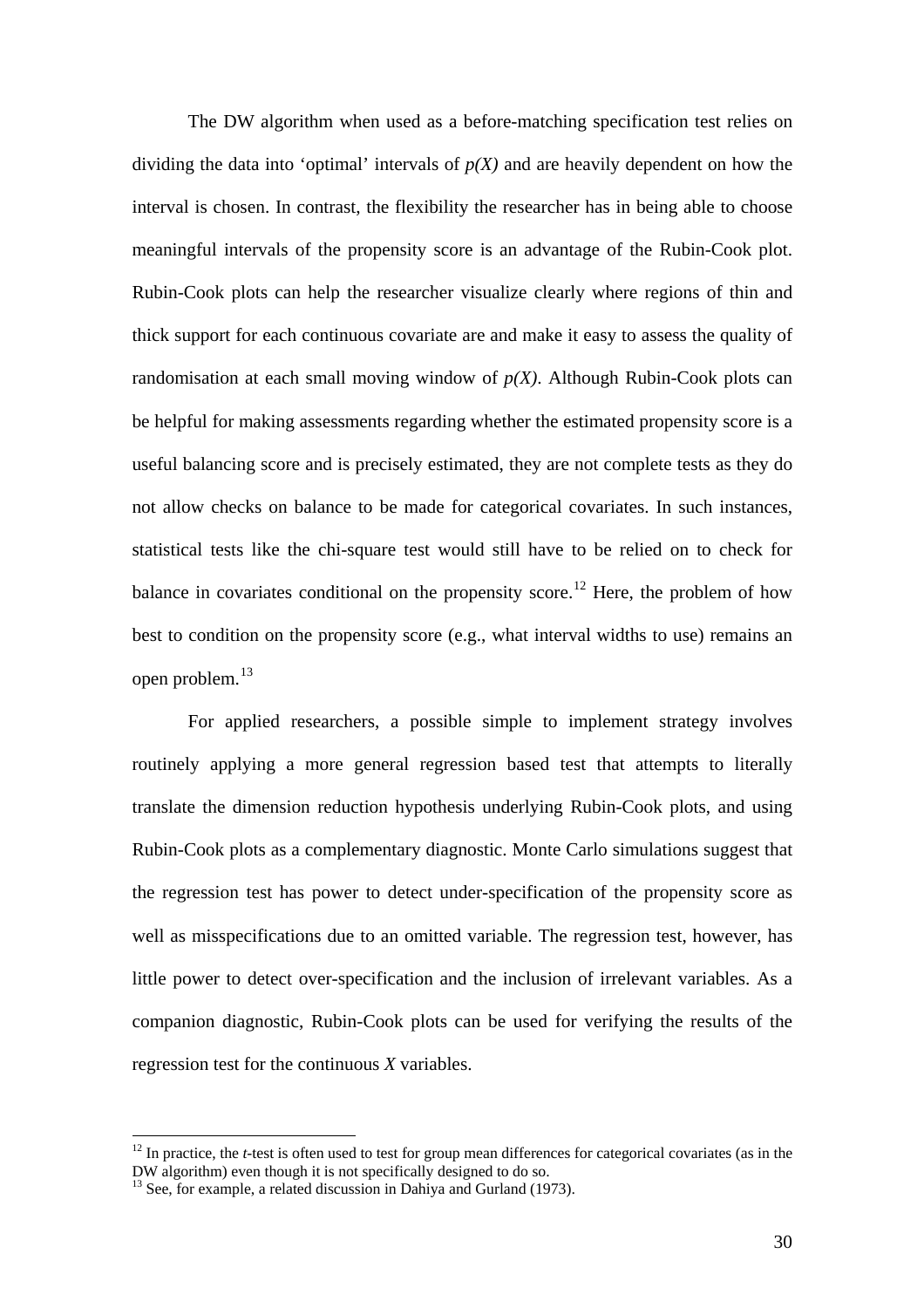The DW algorithm when used as a before-matching specification test relies on dividing the data into 'optimal' intervals of $p(X)$ and are heavily dependent on how the interval is chosen. In contrast, the flexibility the researcher has in being able to choose meaningful intervals of the propensity score is an advantage of the Rubin-Cook plot. Rubin-Cook plots can help the researcher visualize clearly where regions of thin and thick support for each continuous covariate are and make it easy to assess the quality of randomisation at each small moving window of $p(X)$. Although Rubin-Cook plots can be helpful for making assessments regarding whether the estimated propensity score is a useful balancing score and is precisely estimated, they are not complete tests as they do not allow checks on balance to be made for categorical covariates. In such instances, statistical tests like the chi-square test would still have to be relied on to check for balance in covariates conditional on the propensity score.[12] Here, the problem of how best to condition on the propensity score (e.g., what interval widths to use) remains an open problem.[13]

For applied researchers, a possible simple to implement strategy involves routinely applying a more general regression based test that attempts to literally translate the dimension reduction hypothesis underlying Rubin-Cook plots, and using Rubin-Cook plots as a complementary diagnostic. Monte Carlo simulations suggest that the regression test has power to detect under-specification of the propensity score as well as misspecifications due to an omitted variable. The regression test, however, has little power to detect over-specification and the inclusion of irrelevant variables. As a companion diagnostic, Rubin-Cook plots can be used for verifying the results of the regression test for the continuous $X$ variables.

---

[12] In practice, the *t*-test is often used to test for group mean differences for categorical covariates (as in the DW algorithm) even though it is not specifically designed to do so.

[13] See, for example, a related discussion in Dahiya and Gurland (1973).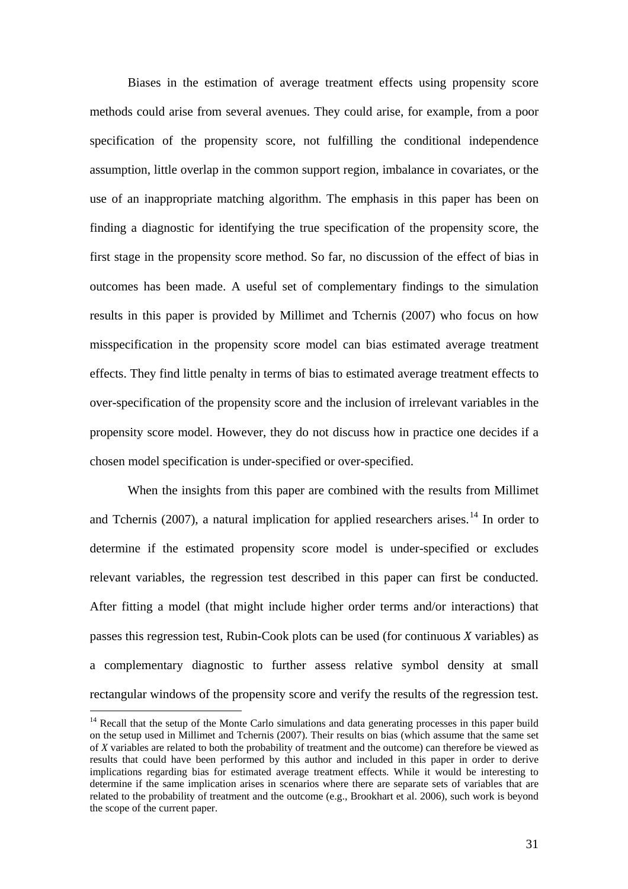Biases in the estimation of average treatment effects using propensity score methods could arise from several avenues. They could arise, for example, from a poor specification of the propensity score, not fulfilling the conditional independence assumption, little overlap in the common support region, imbalance in covariates, or the use of an inappropriate matching algorithm. The emphasis in this paper has been on finding a diagnostic for identifying the true specification of the propensity score, the first stage in the propensity score method. So far, no discussion of the effect of bias in outcomes has been made. A useful set of complementary findings to the simulation results in this paper is provided by Millimet and Tchernis (2007) who focus on how misspecification in the propensity score model can bias estimated average treatment effects. They find little penalty in terms of bias to estimated average treatment effects to over-specification of the propensity score and the inclusion of irrelevant variables in the propensity score model. However, they do not discuss how in practice one decides if a chosen model specification is under-specified or over-specified.

When the insights from this paper are combined with the results from Millimet and Tchernis (2007), a natural implication for applied researchers arises.[14] In order to determine if the estimated propensity score model is under-specified or excludes relevant variables, the regression test described in this paper can first be conducted. After fitting a model (that might include higher order terms and/or interactions) that passes this regression test, Rubin-Cook plots can be used (for continuous *X* variables) as a complementary diagnostic to further assess relative symbol density at small rectangular windows of the propensity score and verify the results of the regression test.

[14] Recall that the setup of the Monte Carlo simulations and data generating processes in this paper build on the setup used in Millimet and Tchernis (2007). Their results on bias (which assume that the same set of *X* variables are related to both the probability of treatment and the outcome) can therefore be viewed as results that could have been performed by this author and included in this paper in order to derive implications regarding bias for estimated average treatment effects. While it would be interesting to determine if the same implication arises in scenarios where there are separate sets of variables that are related to the probability of treatment and the outcome (e.g., Brookhart et al. 2006), such work is beyond the scope of the current paper.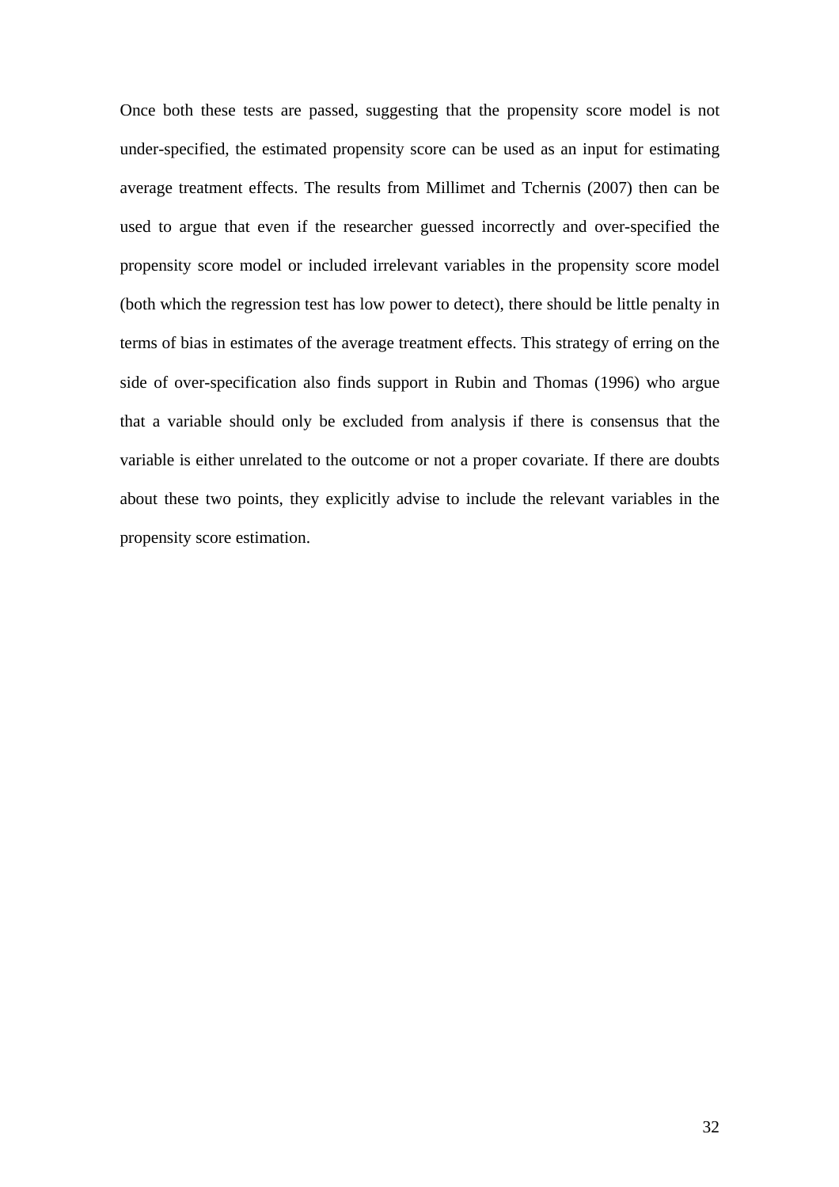Once both these tests are passed, suggesting that the propensity score model is not under-specified, the estimated propensity score can be used as an input for estimating average treatment effects. The results from Millimet and Tchernis (2007) then can be used to argue that even if the researcher guessed incorrectly and over-specified the propensity score model or included irrelevant variables in the propensity score model (both which the regression test has low power to detect), there should be little penalty in terms of bias in estimates of the average treatment effects. This strategy of erring on the side of over-specification also finds support in Rubin and Thomas (1996) who argue that a variable should only be excluded from analysis if there is consensus that the variable is either unrelated to the outcome or not a proper covariate. If there are doubts about these two points, they explicitly advise to include the relevant variables in the propensity score estimation.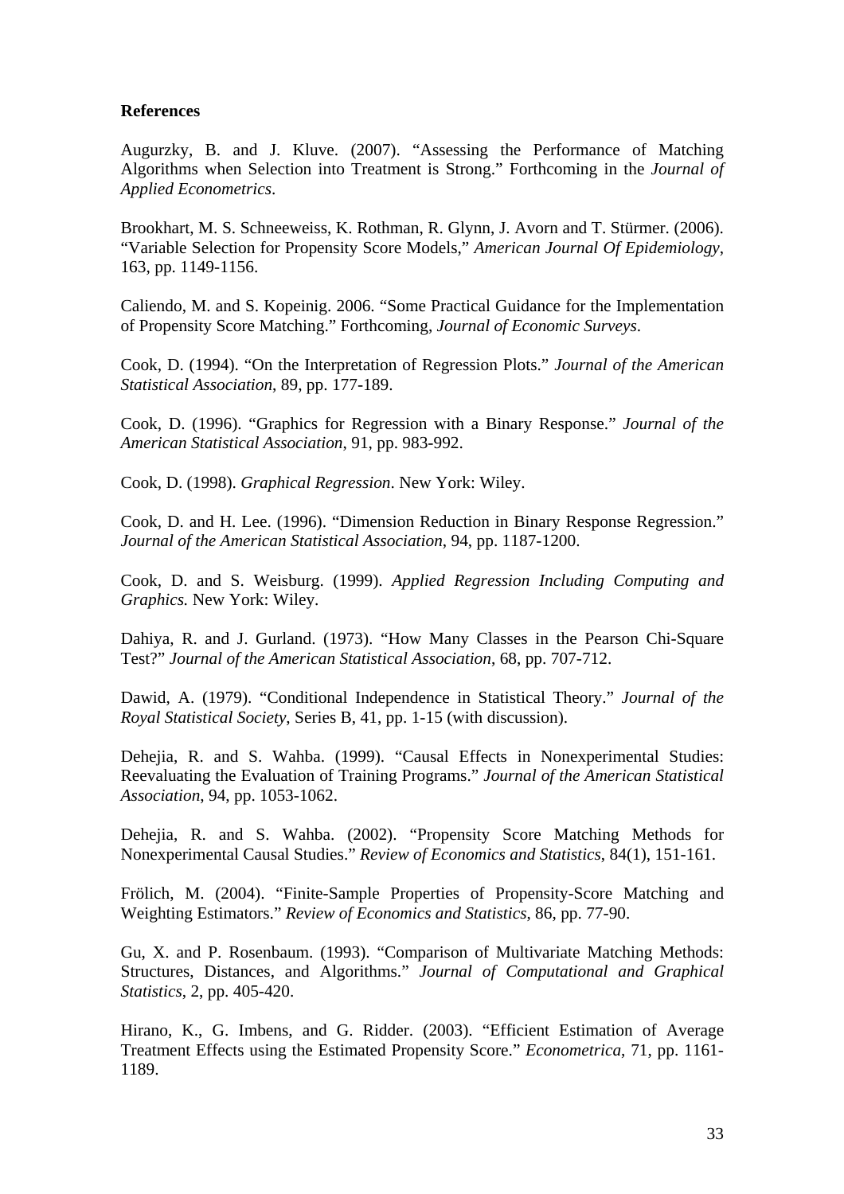**References**

Augurzky, B. and J. Kluve. (2007). “Assessing the Performance of Matching Algorithms when Selection into Treatment is Strong.” Forthcoming in the *Journal of Applied Econometrics*.

Brookhart, M. S. Schneeweiss, K. Rothman, R. Glynn, J. Avorn and T. Stürmer. (2006). “Variable Selection for Propensity Score Models,” *American Journal Of Epidemiology*, 163, pp. 1149-1156.

Caliendo, M. and S. Kopeinig. 2006. “Some Practical Guidance for the Implementation of Propensity Score Matching.” Forthcoming, *Journal of Economic Surveys*.

Cook, D. (1994). “On the Interpretation of Regression Plots.” *Journal of the American Statistical Association*, 89, pp. 177-189.

Cook, D. (1996). “Graphics for Regression with a Binary Response.” *Journal of the American Statistical Association*, 91, pp. 983-992.

Cook, D. (1998). *Graphical Regression*. New York: Wiley.

Cook, D. and H. Lee. (1996). “Dimension Reduction in Binary Response Regression.” *Journal of the American Statistical Association*, 94, pp. 1187-1200.

Cook, D. and S. Weisburg. (1999). *Applied Regression Including Computing and Graphics.* New York: Wiley.

Dahiya, R. and J. Gurland. (1973). “How Many Classes in the Pearson Chi-Square Test?” *Journal of the American Statistical Association*, 68, pp. 707-712.

Dawid, A. (1979). “Conditional Independence in Statistical Theory.” *Journal of the Royal Statistical Society*, Series B, 41, pp. 1-15 (with discussion).

Dehejia, R. and S. Wahba. (1999). “Causal Effects in Nonexperimental Studies: Reevaluating the Evaluation of Training Programs.” *Journal of the American Statistical Association*, 94, pp. 1053-1062.

Dehejia, R. and S. Wahba. (2002). “Propensity Score Matching Methods for Nonexperimental Causal Studies.” *Review of Economics and Statistics*, 84(1), 151-161.

Frölich, M. (2004). “Finite-Sample Properties of Propensity-Score Matching and Weighting Estimators.” *Review of Economics and Statistics*, 86, pp. 77-90.

Gu, X. and P. Rosenbaum. (1993). “Comparison of Multivariate Matching Methods: Structures, Distances, and Algorithms.” *Journal of Computational and Graphical Statistics*, 2, pp. 405-420.

Hirano, K., G. Imbens, and G. Ridder. (2003). “Efficient Estimation of Average Treatment Effects using the Estimated Propensity Score.” *Econometrica*, 71, pp. 1161-1189.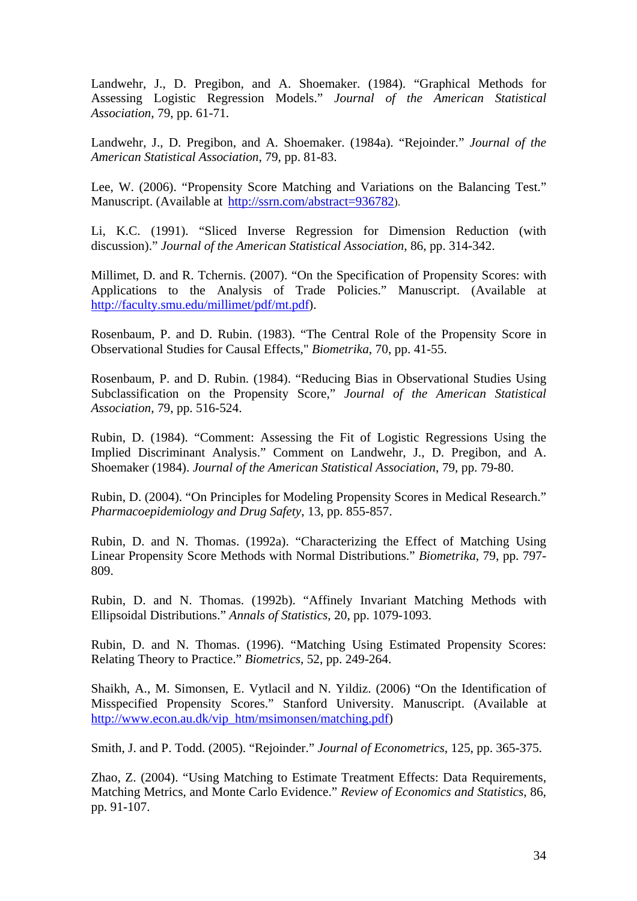Landwehr, J., D. Pregibon, and A. Shoemaker. (1984). "Graphical Methods for Assessing Logistic Regression Models." *Journal of the American Statistical Association*, 79, pp. 61-71.

Landwehr, J., D. Pregibon, and A. Shoemaker. (1984a). "Rejoinder." *Journal of the American Statistical Association*, 79, pp. 81-83.

Lee, W. (2006). "Propensity Score Matching and Variations on the Balancing Test." Manuscript. (Available at http://ssrn.com/abstract=936782).

Li, K.C. (1991). "Sliced Inverse Regression for Dimension Reduction (with discussion)." *Journal of the American Statistical Association*, 86, pp. 314-342.

Millimet, D. and R. Tchernis. (2007). "On the Specification of Propensity Scores: with Applications to the Analysis of Trade Policies." Manuscript. (Available at http://faculty.smu.edu/millimet/pdf/mt.pdf).

Rosenbaum, P. and D. Rubin. (1983). "The Central Role of the Propensity Score in Observational Studies for Causal Effects," *Biometrika*, 70, pp. 41-55.

Rosenbaum, P. and D. Rubin. (1984). "Reducing Bias in Observational Studies Using Subclassification on the Propensity Score," *Journal of the American Statistical Association*, 79, pp. 516-524.

Rubin, D. (1984). "Comment: Assessing the Fit of Logistic Regressions Using the Implied Discriminant Analysis." Comment on Landwehr, J., D. Pregibon, and A. Shoemaker (1984). *Journal of the American Statistical Association*, 79, pp. 79-80.

Rubin, D. (2004). "On Principles for Modeling Propensity Scores in Medical Research." *Pharmacoepidemiology and Drug Safety*, 13, pp. 855-857.

Rubin, D. and N. Thomas. (1992a). "Characterizing the Effect of Matching Using Linear Propensity Score Methods with Normal Distributions." *Biometrika*, 79, pp. 797-809.

Rubin, D. and N. Thomas. (1992b). "Affinely Invariant Matching Methods with Ellipsoidal Distributions." *Annals of Statistics*, 20, pp. 1079-1093.

Rubin, D. and N. Thomas. (1996). "Matching Using Estimated Propensity Scores: Relating Theory to Practice." *Biometrics*, 52, pp. 249-264.

Shaikh, A., M. Simonsen, E. Vytlacil and N. Yildiz. (2006) "On the Identification of Misspecified Propensity Scores." Stanford University. Manuscript. (Available at http://www.econ.au.dk/vip_htm/msimonsen/matching.pdf)

Smith, J. and P. Todd. (2005). "Rejoinder." *Journal of Econometrics*, 125, pp. 365-375.

Zhao, Z. (2004). "Using Matching to Estimate Treatment Effects: Data Requirements, Matching Metrics, and Monte Carlo Evidence." *Review of Economics and Statistics*, 86, pp. 91-107.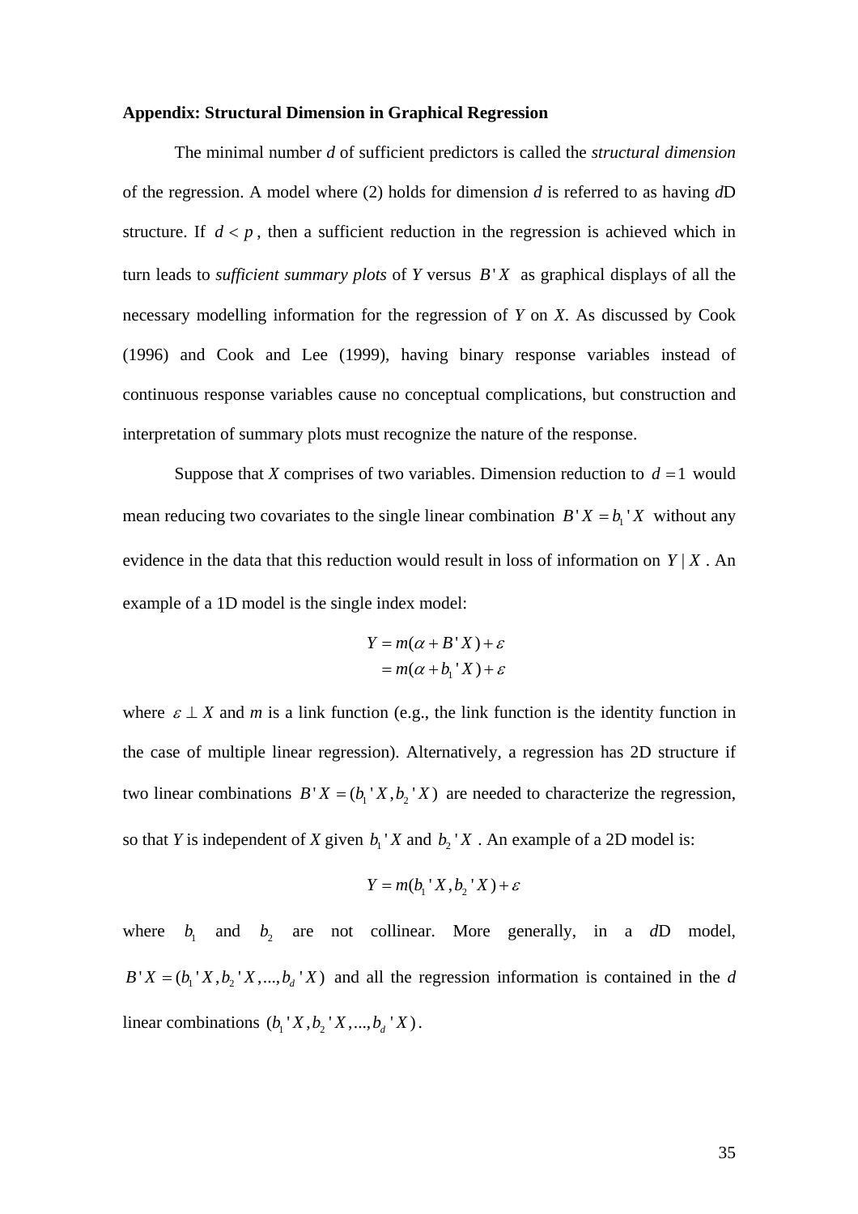**Appendix: Structural Dimension in Graphical Regression**

The minimal number *d* of sufficient predictors is called the *structural dimension* of the regression. A model where (2) holds for dimension *d* is referred to as having *d*D structure. If $d < p$, then a sufficient reduction in the regression is achieved which in turn leads to *sufficient summary plots* of *Y* versus $B'X$ as graphical displays of all the necessary modelling information for the regression of *Y* on *X*. As discussed by Cook (1996) and Cook and Lee (1999), having binary response variables instead of continuous response variables cause no conceptual complications, but construction and interpretation of summary plots must recognize the nature of the response.

Suppose that *X* comprises of two variables. Dimension reduction to $d = 1$ would mean reducing two covariates to the single linear combination $B'X = b_1'X$ without any evidence in the data that this reduction would result in loss of information on $Y \mid X$. An example of a 1D model is the single index model:

$$
\begin{aligned}
Y &= m(\alpha + B'X) + \varepsilon \\
&= m(\alpha + b_1'X) + \varepsilon
\end{aligned}
$$

where $\varepsilon \perp X$ and *m* is a link function (e.g., the link function is the identity function in the case of multiple linear regression). Alternatively, a regression has 2D structure if two linear combinations $B'X = (b_1'X, b_2'X)$ are needed to characterize the regression, so that *Y* is independent of *X* given $b_1'X$ and $b_2'X$. An example of a 2D model is:

$$
Y = m(b_1'X, b_2'X) + \varepsilon
$$

where $b_1$ and $b_2$ are not collinear. More generally, in a *d*D model, $B'X = (b_1'X, b_2'X, ..., b_d'X)$ and all the regression information is contained in the *d* linear combinations $(b_1'X, b_2'X, ..., b_d'X)$.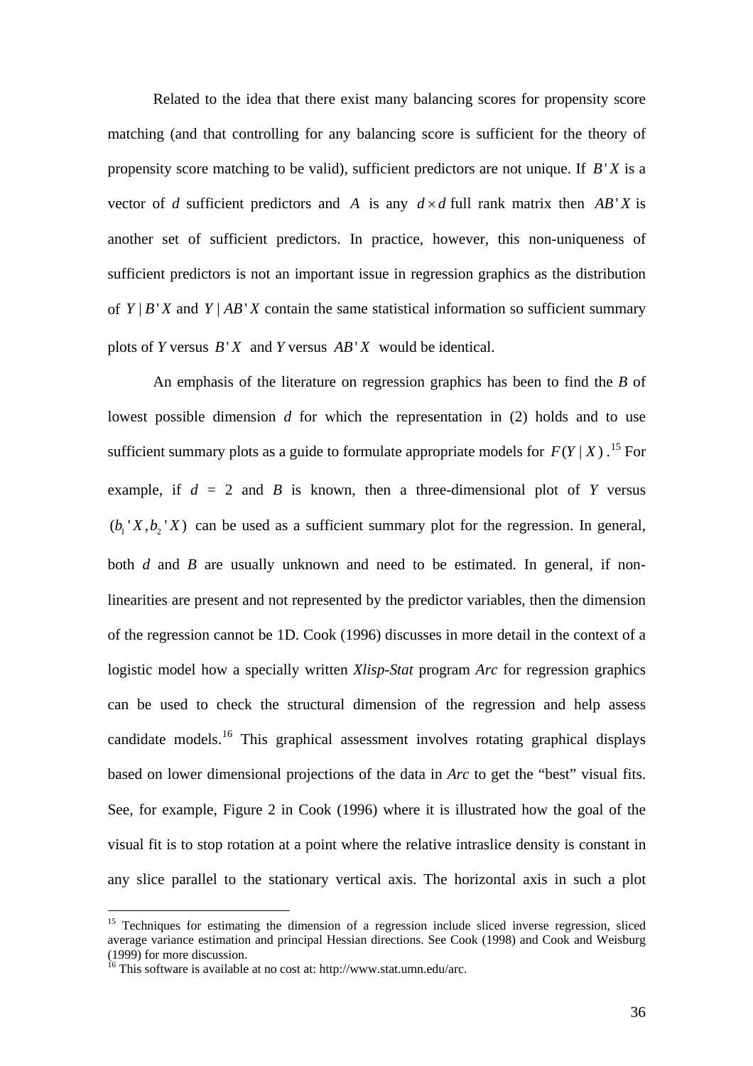Related to the idea that there exist many balancing scores for propensity score matching (and that controlling for any balancing score is sufficient for the theory of propensity score matching to be valid), sufficient predictors are not unique. If $B'X$ is a vector of *d* sufficient predictors and $A$ is any $d \times d$ full rank matrix then $AB'X$ is another set of sufficient predictors. In practice, however, this non-uniqueness of sufficient predictors is not an important issue in regression graphics as the distribution of $Y \mid B'X$ and $Y \mid AB'X$ contain the same statistical information so sufficient summary plots of *Y* versus $B'X$ and *Y* versus $AB'X$ would be identical.

An emphasis of the literature on regression graphics has been to find the *B* of lowest possible dimension *d* for which the representation in (2) holds and to use sufficient summary plots as a guide to formulate appropriate models for $F(Y \mid X)$.[15] For example, if $d$ = 2 and *B* is known, then a three-dimensional plot of *Y* versus $(b_1'X, b_2'X)$ can be used as a sufficient summary plot for the regression. In general, both *d* and *B* are usually unknown and need to be estimated. In general, if non-linearities are present and not represented by the predictor variables, then the dimension of the regression cannot be 1D. Cook (1996) discusses in more detail in the context of a logistic model how a specially written *Xlisp-Stat* program *Arc* for regression graphics can be used to check the structural dimension of the regression and help assess candidate models.[16] This graphical assessment involves rotating graphical displays based on lower dimensional projections of the data in *Arc* to get the "best" visual fits. See, for example, Figure 2 in Cook (1996) where it is illustrated how the goal of the visual fit is to stop rotation at a point where the relative intraslice density is constant in any slice parallel to the stationary vertical axis. The horizontal axis in such a plot

---

[15] Techniques for estimating the dimension of a regression include sliced inverse regression, sliced average variance estimation and principal Hessian directions. See Cook (1998) and Cook and Weisburg (1999) for more discussion.

[16] This software is available at no cost at: http://www.stat.umn.edu/arc.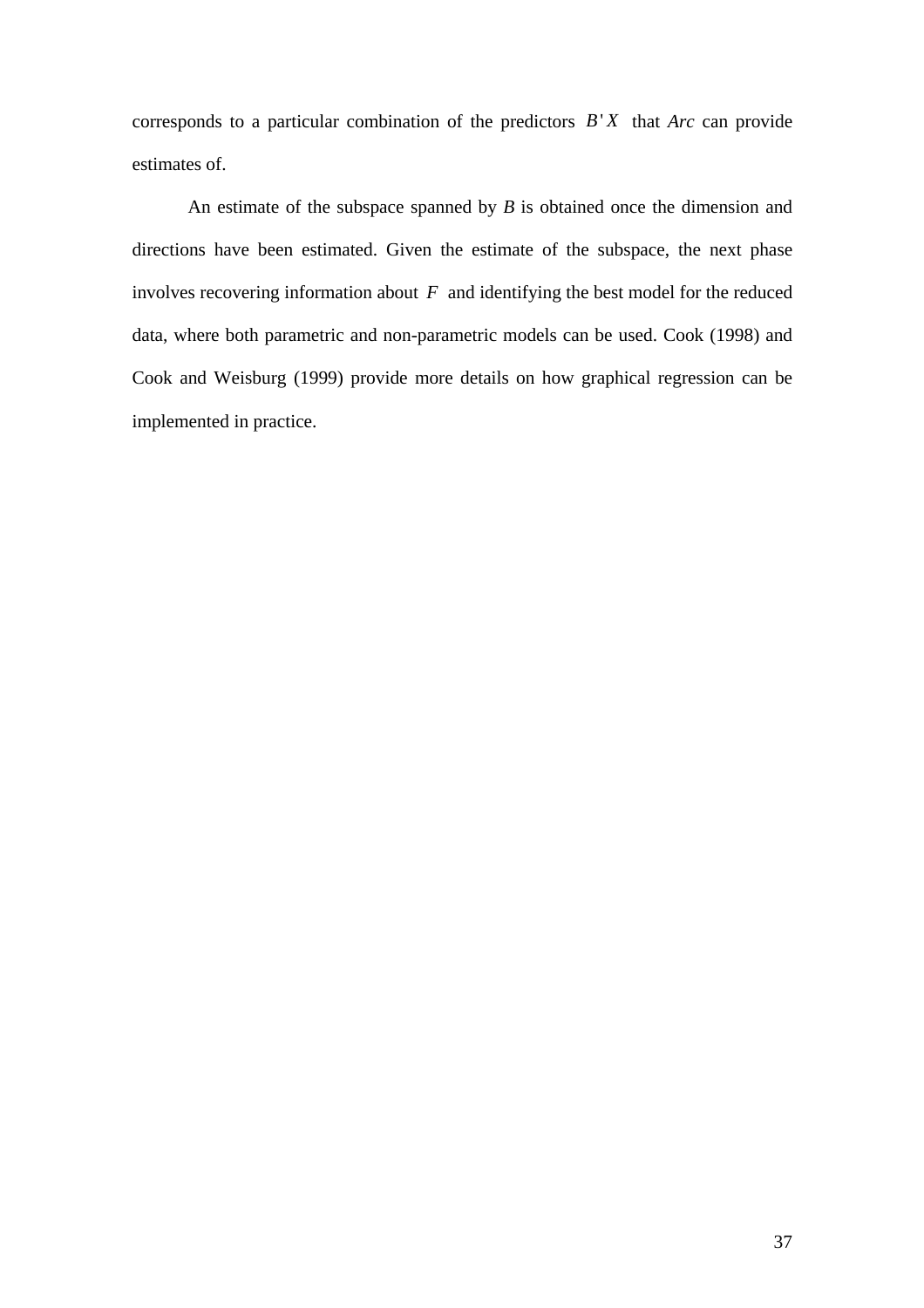corresponds to a particular combination of the predictors $B'X$ that *Arc* can provide estimates of.

An estimate of the subspace spanned by *B* is obtained once the dimension and directions have been estimated. Given the estimate of the subspace, the next phase involves recovering information about $F$ and identifying the best model for the reduced data, where both parametric and non-parametric models can be used. Cook (1998) and Cook and Weisburg (1999) provide more details on how graphical regression can be implemented in practice.